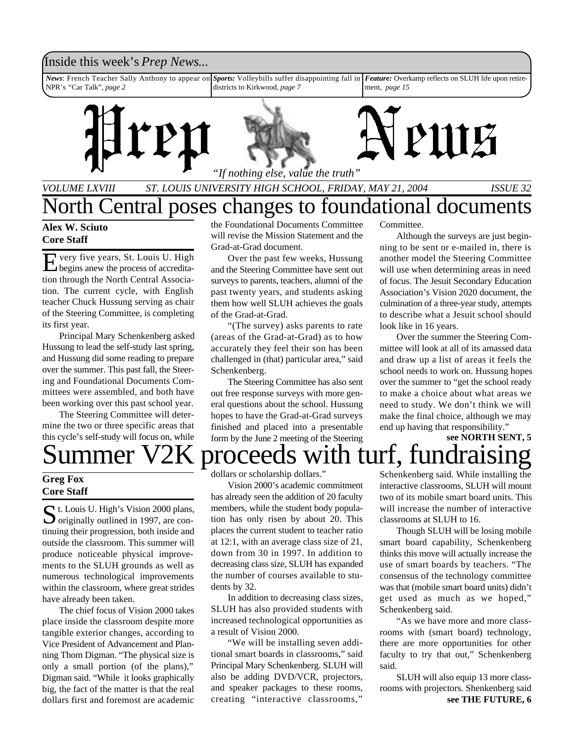Inside this week's *Prep News*...

*News*: French Teacher Sally Anthony to appear on NPR's "Car Talk", *page 2*

*Sports:* Volleybills suffer disappointing fall in districts to Kirkwood, *page 7*

*Feature:* Overkamp reflects on SLUH life upon retirement, *page 15*

# Prep News

*"If nothing else, value the truth"*

*VOLUME LXVIII — ST. LOUIS UNIVERSITY HIGH SCHOOL, FRIDAY, MAY 21, 2004 — ISSUE 32*

## North Central poses changes to foundational documents

**Alex W. Sciuto**
**Core Staff**

Every five years, St. Louis U. High begins anew the process of accreditation through the North Central Association. The current cycle, with English teacher Chuck Hussung serving as chair of the Steering Committee, is completing its first year.

Principal Mary Schenkenberg asked Hussung to lead the self-study last spring, and Hussung did some reading to prepare over the summer. This past fall, the Steering and Foundational Documents Committees were assembled, and both have been working over this past school year.

The Steering Committee will determine the two or three specific areas that this cycle's self-study will focus on, while the Foundational Documents Committee will revise the Mission Statement and the Grad-at-Grad document.

Over the past few weeks, Hussung and the Steering Committee have sent out surveys to parents, teachers, alumni of the past twenty years, and students asking them how well SLUH achieves the goals of the Grad-at-Grad.

"(The survey) asks parents to rate (areas of the Grad-at-Grad) as to how accurately they feel their son has been challenged in (that) particular area," said Schenkenberg.

The Steering Committee has also sent out free response surveys with more general questions about the school. Hussung hopes to have the Grad-at-Grad surveys finished and placed into a presentable form by the June 2 meeting of the Steering Committee.

Although the surveys are just beginning to be sent or e-mailed in, there is another model the Steering Committee will use when determining areas in need of focus. The Jesuit Secondary Education Association's Vision 2020 document, the culmination of a three-year study, attempts to describe what a Jesuit school should look like in 16 years.

Over the summer the Steering Committee will look at all of its amassed data and draw up a list of areas it feels the school needs to work on. Hussung hopes over the summer to "get the school ready to make a choice about what areas we need to study. We don't think we will make the final choice, although we may end up having that responsibility."

**see NORTH SENT, 5**

## Summer V2K proceeds with turf, fundraising

**Greg Fox**
**Core Staff**

St. Louis U. High's Vision 2000 plans, originally outlined in 1997, are continuing their progression, both inside and outside the classroom. This summer will produce noticeable physical improvements to the SLUH grounds as well as numerous technological improvements within the classroom, where great strides have already been taken.

The chief focus of Vision 2000 takes place inside the classroom despite more tangible exterior changes, according to Vice President of Advancement and Planning Thom Digman. "The physical size is only a small portion (of the plans)," Digman said. "While it looks graphically big, the fact of the matter is that the real dollars first and foremost are academic dollars or scholarship dollars."

Vision 2000's academic commitment has already seen the addition of 20 faculty members, while the student body population has only risen by about 20. This places the current student to teacher ratio at 12:1, with an average class size of 21, down from 30 in 1997. In addition to decreasing class size, SLUH has expanded the number of courses available to students by 32.

In addition to decreasing class sizes, SLUH has also provided students with increased technological opportunities as a result of Vision 2000.

"We will be installing seven additional smart boards in classrooms," said Principal Mary Schenkenberg. SLUH will also be adding DVD/VCR, projectors, and speaker packages to these rooms, creating "interactive classrooms," Schenkenberg said. While installing the interactive classrooms, SLUH will mount two of its mobile smart board units. This will increase the number of interactive classrooms at SLUH to 16.

Though SLUH will be losing mobile smart board capability, Schenkenberg thinks this move will actually increase the use of smart boards by teachers. "The consensus of the technology committee was that (mobile smart board units) didn't get used as much as we hoped," Schenkenberg said.

"As we have more and more classrooms with (smart board) technology, there are more opportunities for other faculty to try that out," Schenkenberg said.

SLUH will also equip 13 more classrooms with projectors. Shenkenberg said

**see THE FUTURE, 6**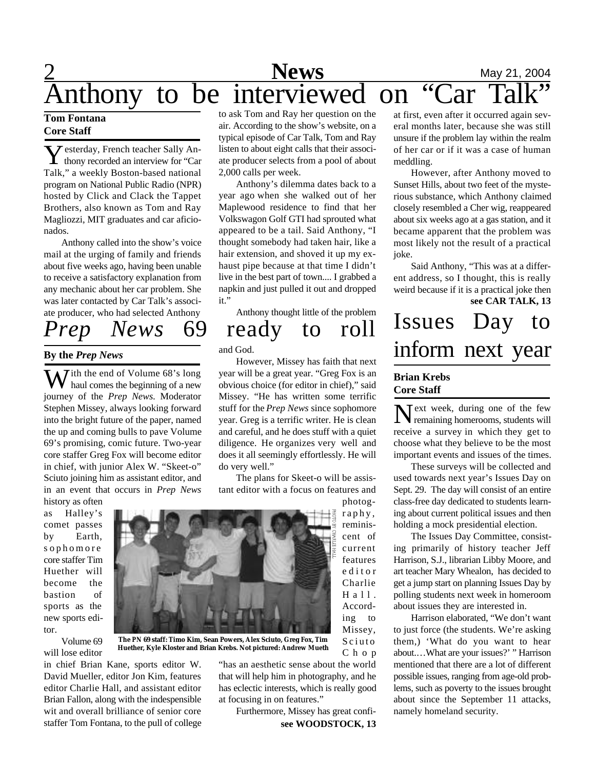# Anthony to be interviewed on "Car Talk"

**Tom Fontana**
**Core Staff**

Yesterday, French teacher Sally Anthony recorded an interview for "Car Talk," a weekly Boston-based national program on National Public Radio (NPR) hosted by Click and Clack the Tappet Brothers, also known as Tom and Ray Magliozzi, MIT graduates and car aficionados.

Anthony called into the show's voice mail at the urging of family and friends about five weeks ago, having been unable to receive a satisfactory explanation from any mechanic about her car problem. She was later contacted by Car Talk's associate producer, who had selected Anthony to ask Tom and Ray her question on the air. According to the show's website, on a typical episode of Car Talk, Tom and Ray listen to about eight calls that their associate producer selects from a pool of about 2,000 calls per week.

Anthony's dilemma dates back to a year ago when she walked out of her Maplewood residence to find that her Volkswagon Golf GTI had sprouted what appeared to be a tail. Said Anthony, "I thought somebody had taken hair, like a hair extension, and shoved it up my exhaust pipe because at that time I didn't live in the best part of town.... I grabbed a napkin and just pulled it out and dropped it."

Anthony thought little of the problem at first, even after it occurred again several months later, because she was still unsure if the problem lay within the realm of her car or if it was a case of human meddling.

However, after Anthony moved to Sunset Hills, about two feet of the mysterious substance, which Anthony claimed closely resembled a Cher wig, reappeared about six weeks ago at a gas station, and it became apparent that the problem was most likely not the result of a practical joke.

Said Anthony, "This was at a different address, so I thought, this is really weird because if it is a practical joke then

**see CAR TALK, 13**

# *Prep News* 69 ready to roll

**By the *Prep News***

With the end of Volume 68's long haul comes the beginning of a new journey of the *Prep News.* Moderator Stephen Missey, always looking forward into the bright future of the paper, named the up and coming bulls to pave Volume 69's promising, comic future. Two-year core staffer Greg Fox will become editor in chief, with junior Alex W. "Skeet-o" Sciuto joining him as assistant editor, and in an event that occurs in *Prep News* history as often as Halley's comet passes by Earth, sophomore core staffer Tim Huether will become the bastion of sports as the new sports editor.

Volume 69 will lose editor in chief Brian Kane, sports editor W. David Mueller, editor Jon Kim, features editor Charlie Hall, and assistant editor Brian Fallon, along with the indespensible wit and overall brilliance of senior core staffer Tom Fontana, to the pull of college and God.

However, Missey has faith that next year will be a great year. "Greg Fox is an obvious choice (for editor in chief)," said Missey. "He has written some terrific stuff for the *Prep News* since sophomore year. Greg is a terrific writer. He is clean and careful, and he does stuff with a quiet diligence. He organizes very well and does it all seemingly effortlessly. He will do very well."

The plans for Skeet-o will be assistant editor with a focus on features and photography, reminiscent of current features editor Charlie Hall. According to Missey, Sciuto Chop "has an aesthetic sense about the world that will help him in photography, and he has eclectic interests, which is really good at focusing in on features."

PHOTO BY CHARLIE HALL

**The PN 69 staff: Timo Kim, Sean Powers, Alex Sciuto, Greg Fox, Tim Huether, Kyle Kloster and Brian Krebs. Not pictured: Andrew Mueth**

Furthermore, Missey has great confi-

**see WOODSTOCK, 13**

# Issues Day to inform next year

**Brian Krebs**
**Core Staff**

Next week, during one of the few remaining homerooms, students will receive a survey in which they get to choose what they believe to be the most important events and issues of the times.

These surveys will be collected and used towards next year's Issues Day on Sept. 29. The day will consist of an entire class-free day dedicated to students learning about current political issues and then holding a mock presidential election.

The Issues Day Committee, consisting primarily of history teacher Jeff Harrison, S.J., librarian Libby Moore, and art teacher Mary Whealon, has decided to get a jump start on planning Issues Day by polling students next week in homeroom about issues they are interested in.

Harrison elaborated, "We don't want to just force (the students. We're asking them,) 'What do you want to hear about.…What are your issues?' " Harrison mentioned that there are a lot of different possible issues, ranging from age-old problems, such as poverty to the issues brought about since the September 11 attacks, namely homeland security.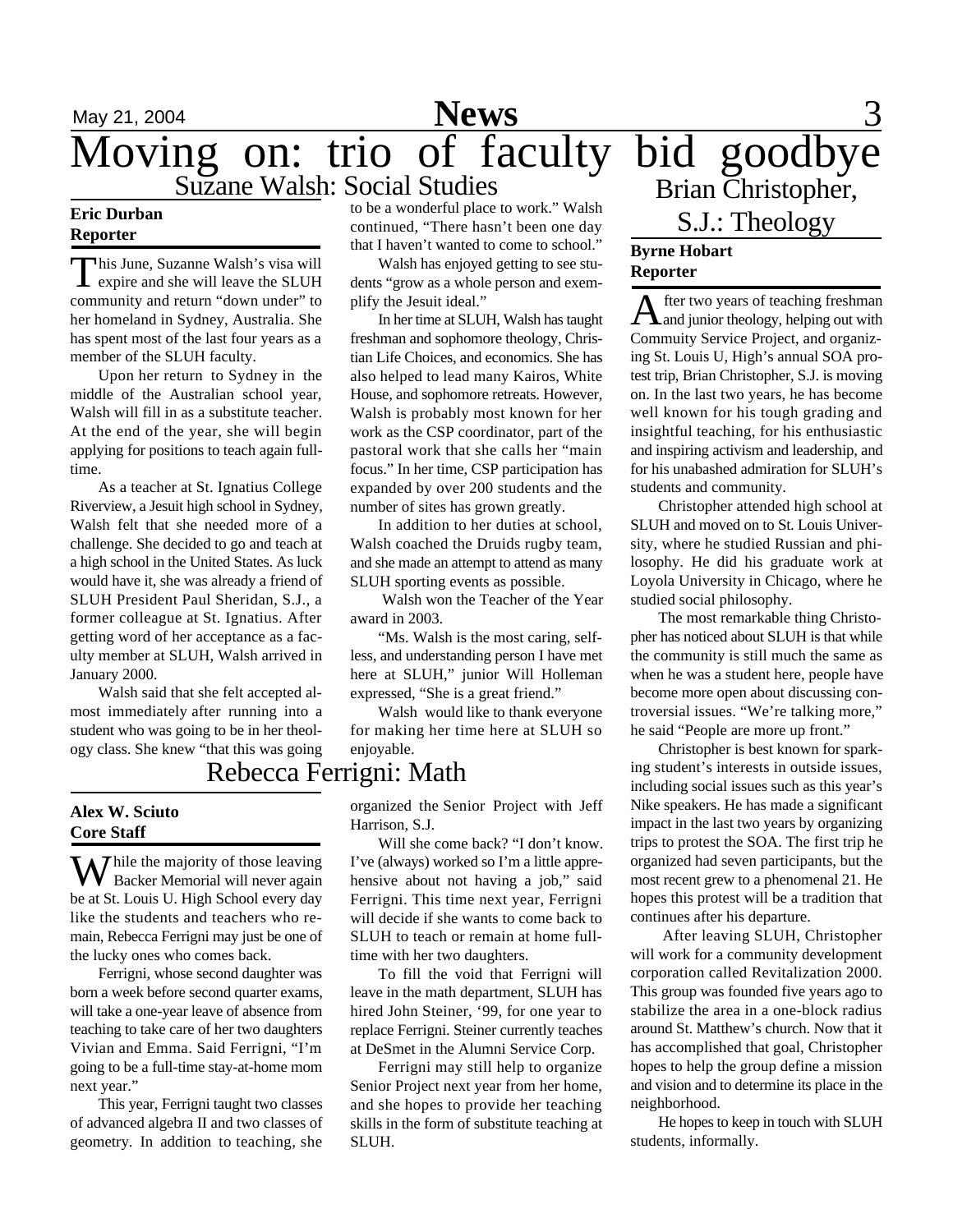# Moving on: trio of faculty bid goodbye

## Suzane Walsh: Social Studies

**Eric Durban**
**Reporter**

This June, Suzanne Walsh's visa will expire and she will leave the SLUH community and return "down under" to her homeland in Sydney, Australia. She has spent most of the last four years as a member of the SLUH faculty.

Upon her return to Sydney in the middle of the Australian school year, Walsh will fill in as a substitute teacher. At the end of the year, she will begin applying for positions to teach again full-time.

As a teacher at St. Ignatius College Riverview, a Jesuit high school in Sydney, Walsh felt that she needed more of a challenge. She decided to go and teach at a high school in the United States. As luck would have it, she was already a friend of SLUH President Paul Sheridan, S.J., a former colleague at St. Ignatius. After getting word of her acceptance as a faculty member at SLUH, Walsh arrived in January 2000.

Walsh said that she felt accepted almost immediately after running into a student who was going to be in her theology class. She knew "that this was going to be a wonderful place to work." Walsh continued, "There hasn't been one day that I haven't wanted to come to school."

Walsh has enjoyed getting to see students "grow as a whole person and exemplify the Jesuit ideal."

In her time at SLUH, Walsh has taught freshman and sophomore theology, Christian Life Choices, and economics. She has also helped to lead many Kairos, White House, and sophomore retreats. However, Walsh is probably most known for her work as the CSP coordinator, part of the pastoral work that she calls her "main focus." In her time, CSP participation has expanded by over 200 students and the number of sites has grown greatly.

In addition to her duties at school, Walsh coached the Druids rugby team, and she made an attempt to attend as many SLUH sporting events as possible.

Walsh won the Teacher of the Year award in 2003.

"Ms. Walsh is the most caring, selfless, and understanding person I have met here at SLUH," junior Will Holleman expressed, "She is a great friend."

Walsh would like to thank everyone for making her time here at SLUH so enjoyable.

## Rebecca Ferrigni: Math

**Alex W. Sciuto**
**Core Staff**

While the majority of those leaving Backer Memorial will never again be at St. Louis U. High School every day like the students and teachers who remain, Rebecca Ferrigni may just be one of the lucky ones who comes back.

Ferrigni, whose second daughter was born a week before second quarter exams, will take a one-year leave of absence from teaching to take care of her two daughters Vivian and Emma. Said Ferrigni, "I'm going to be a full-time stay-at-home mom next year."

This year, Ferrigni taught two classes of advanced algebra II and two classes of geometry. In addition to teaching, she organized the Senior Project with Jeff Harrison, S.J.

Will she come back? "I don't know. I've (always) worked so I'm a little apprehensive about not having a job," said Ferrigni. This time next year, Ferrigni will decide if she wants to come back to SLUH to teach or remain at home full-time with her two daughters.

To fill the void that Ferrigni will leave in the math department, SLUH has hired John Steiner, '99, for one year to replace Ferrigni. Steiner currently teaches at DeSmet in the Alumni Service Corp.

Ferrigni may still help to organize Senior Project next year from her home, and she hopes to provide her teaching skills in the form of substitute teaching at SLUH.

## Brian Christopher, S.J.: Theology

**Byrne Hobart**
**Reporter**

After two years of teaching freshman and junior theology, helping out with Community Service Project, and organizing St. Louis U, High's annual SOA protest trip, Brian Christopher, S.J. is moving on. In the last two years, he has become well known for his tough grading and insightful teaching, for his enthusiastic and inspiring activism and leadership, and for his unabashed admiration for SLUH's students and community.

Christopher attended high school at SLUH and moved on to St. Louis University, where he studied Russian and philosophy. He did his graduate work at Loyola University in Chicago, where he studied social philosophy.

The most remarkable thing Christopher has noticed about SLUH is that while the community is still much the same as when he was a student here, people have become more open about discussing controversial issues. "We're talking more," he said "People are more up front."

Christopher is best known for sparking student's interests in outside issues, including social issues such as this year's Nike speakers. He has made a significant impact in the last two years by organizing trips to protest the SOA. The first trip he organized had seven participants, but the most recent grew to a phenomenal 21. He hopes this protest will be a tradition that continues after his departure.

After leaving SLUH, Christopher will work for a community development corporation called Revitalization 2000. This group was founded five years ago to stabilize the area in a one-block radius around St. Matthew's church. Now that it has accomplished that goal, Christopher hopes to help the group define a mission and vision and to determine its place in the neighborhood.

He hopes to keep in touch with SLUH students, informally.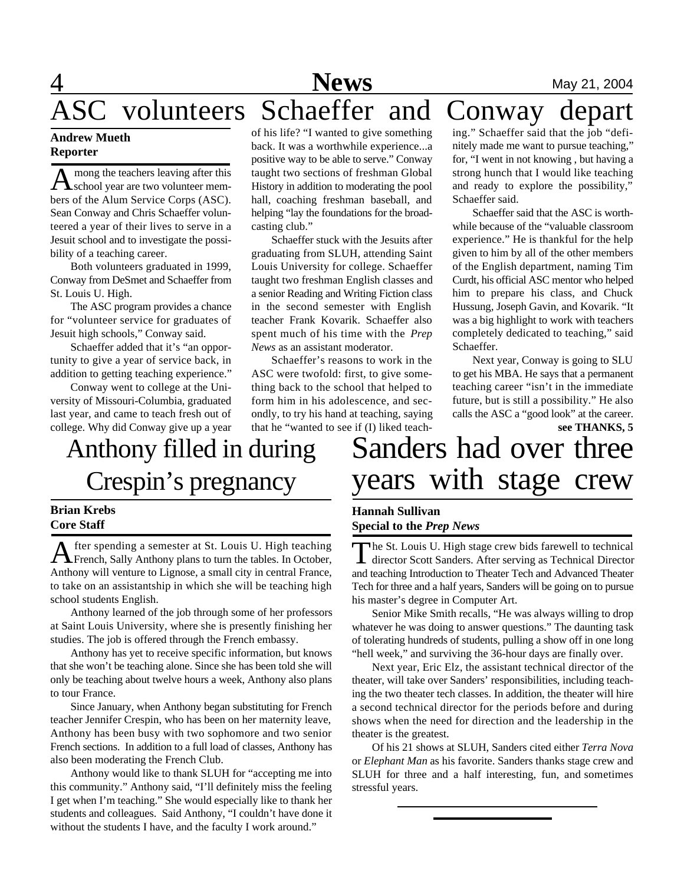# ASC volunteers Schaeffer and Conway depart

**Andrew Mueth**
**Reporter**

Among the teachers leaving after this school year are two volunteer members of the Alum Service Corps (ASC). Sean Conway and Chris Schaeffer volunteered a year of their lives to serve in a Jesuit school and to investigate the possibility of a teaching career.

Both volunteers graduated in 1999, Conway from DeSmet and Schaeffer from St. Louis U. High.

The ASC program provides a chance for "volunteer service for graduates of Jesuit high schools," Conway said.

Schaeffer added that it's "an opportunity to give a year of service back, in addition to getting teaching experience."

Conway went to college at the University of Missouri-Columbia, graduated last year, and came to teach fresh out of college. Why did Conway give up a year of his life? "I wanted to give something back. It was a worthwhile experience...a positive way to be able to serve." Conway taught two sections of freshman Global History in addition to moderating the pool hall, coaching freshman baseball, and helping "lay the foundations for the broadcasting club."

Schaeffer stuck with the Jesuits after graduating from SLUH, attending Saint Louis University for college. Schaeffer taught two freshman English classes and a senior Reading and Writing Fiction class in the second semester with English teacher Frank Kovarik. Schaeffer also spent much of his time with the *Prep News* as an assistant moderator.

Schaeffer's reasons to work in the ASC were twofold: first, to give something back to the school that helped to form him in his adolescence, and secondly, to try his hand at teaching, saying that he "wanted to see if (I) liked teaching." Schaeffer said that the job "definitely made me want to pursue teaching," for, "I went in not knowing , but having a strong hunch that I would like teaching and ready to explore the possibility," Schaeffer said.

Schaeffer said that the ASC is worthwhile because of the "valuable classroom experience." He is thankful for the help given to him by all of the other members of the English department, naming Tim Curdt, his official ASC mentor who helped him to prepare his class, and Chuck Hussung, Joseph Gavin, and Kovarik. "It was a big highlight to work with teachers completely dedicated to teaching," said Schaeffer.

Next year, Conway is going to SLU to get his MBA. He says that a permanent teaching career "isn't in the immediate future, but is still a possibility." He also calls the ASC a "good look" at the career.

**see THANKS, 5**

# Anthony filled in during Crespin's pregnancy

**Brian Krebs**
**Core Staff**

After spending a semester at St. Louis U. High teaching French, Sally Anthony plans to turn the tables. In October, Anthony will venture to Lignose, a small city in central France, to take on an assistantship in which she will be teaching high school students English.

Anthony learned of the job through some of her professors at Saint Louis University, where she is presently finishing her studies. The job is offered through the French embassy.

Anthony has yet to receive specific information, but knows that she won't be teaching alone. Since she has been told she will only be teaching about twelve hours a week, Anthony also plans to tour France.

Since January, when Anthony began substituting for French teacher Jennifer Crespin, who has been on her maternity leave, Anthony has been busy with two sophomore and two senior French sections. In addition to a full load of classes, Anthony has also been moderating the French Club.

Anthony would like to thank SLUH for "accepting me into this community." Anthony said, "I'll definitely miss the feeling I get when I'm teaching." She would especially like to thank her students and colleagues. Said Anthony, "I couldn't have done it without the students I have, and the faculty I work around."

# Sanders had over three years with stage crew

**Hannah Sullivan**
**Special to the *Prep News***

The St. Louis U. High stage crew bids farewell to technical director Scott Sanders. After serving as Technical Director and teaching Introduction to Theater Tech and Advanced Theater Tech for three and a half years, Sanders will be going on to pursue his master's degree in Computer Art.

Senior Mike Smith recalls, "He was always willing to drop whatever he was doing to answer questions." The daunting task of tolerating hundreds of students, pulling a show off in one long "hell week," and surviving the 36-hour days are finally over.

Next year, Eric Elz, the assistant technical director of the theater, will take over Sanders' responsibilities, including teaching the two theater tech classes. In addition, the theater will hire a second technical director for the periods before and during shows when the need for direction and the leadership in the theater is the greatest.

Of his 21 shows at SLUH, Sanders cited either *Terra Nova* or *Elephant Man* as his favorite. Sanders thanks stage crew and SLUH for three and a half interesting, fun, and sometimes stressful years.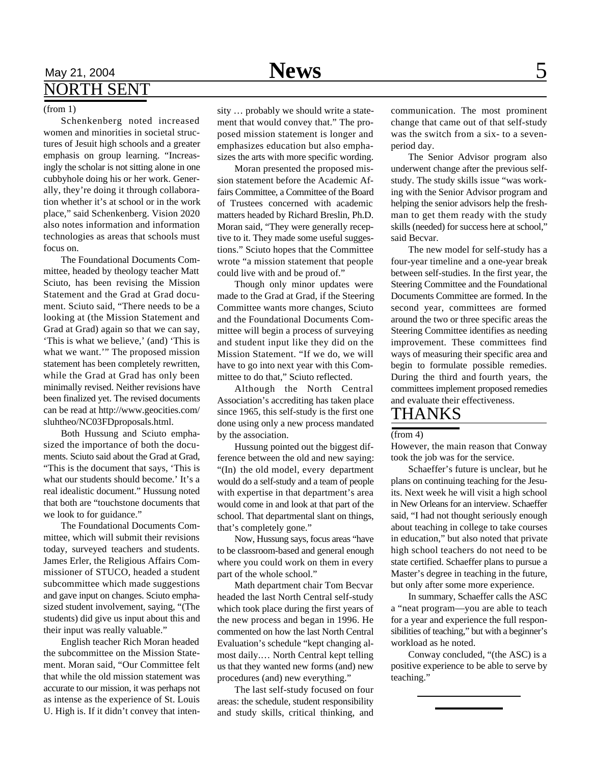## NORTH SENT

(from 1)

Schenkenberg noted increased women and minorities in societal structures of Jesuit high schools and a greater emphasis on group learning. "Increasingly the scholar is not sitting alone in one cubbyhole doing his or her work. Generally, they're doing it through collaboration whether it's at school or in the work place," said Schenkenberg. Vision 2020 also notes information and information technologies as areas that schools must focus on.

The Foundational Documents Committee, headed by theology teacher Matt Sciuto, has been revising the Mission Statement and the Grad at Grad document. Sciuto said, "There needs to be a looking at (the Mission Statement and Grad at Grad) again so that we can say, 'This is what we believe,' (and) 'This is what we want.'" The proposed mission statement has been completely rewritten, while the Grad at Grad has only been minimally revised. Neither revisions have been finalized yet. The revised documents can be read at http://www.geocities.com/sluhtheo/NC03FDproposals.html.

Both Hussung and Sciuto emphasized the importance of both the documents. Sciuto said about the Grad at Grad, "This is the document that says, 'This is what our students should become.' It's a real idealistic document." Hussung noted that both are "touchstone documents that we look to for guidance."

The Foundational Documents Committee, which will submit their revisions today, surveyed teachers and students. James Erler, the Religious Affairs Commissioner of STUCO, headed a student subcommittee which made suggestions and gave input on changes. Sciuto emphasized student involvement, saying, "(The students) did give us input about this and their input was really valuable."

English teacher Rich Moran headed the subcommittee on the Mission Statement. Moran said, "Our Committee felt that while the old mission statement was accurate to our mission, it was perhaps not as intense as the experience of St. Louis U. High is. If it didn't convey that intensity … probably we should write a statement that would convey that." The proposed mission statement is longer and emphasizes education but also emphasizes the arts with more specific wording.

Moran presented the proposed mission statement before the Academic Affairs Committee, a Committee of the Board of Trustees concerned with academic matters headed by Richard Breslin, Ph.D. Moran said, "They were generally receptive to it. They made some useful suggestions." Sciuto hopes that the Committee wrote "a mission statement that people could live with and be proud of."

Though only minor updates were made to the Grad at Grad, if the Steering Committee wants more changes, Sciuto and the Foundational Documents Committee will begin a process of surveying and student input like they did on the Mission Statement. "If we do, we will have to go into next year with this Committee to do that," Sciuto reflected.

Although the North Central Association's accrediting has taken place since 1965, this self-study is the first one done using only a new process mandated by the association.

Hussung pointed out the biggest difference between the old and new saying: "(In) the old model, every department would do a self-study and a team of people with expertise in that department's area would come in and look at that part of the school. That departmental slant on things, that's completely gone."

Now, Hussung says, focus areas "have to be classroom-based and general enough where you could work on them in every part of the whole school."

Math department chair Tom Becvar headed the last North Central self-study which took place during the first years of the new process and began in 1996. He commented on how the last North Central Evaluation's schedule "kept changing almost daily.… North Central kept telling us that they wanted new forms (and) new procedures (and) new everything."

The last self-study focused on four areas: the schedule, student responsibility and study skills, critical thinking, and communication. The most prominent change that came out of that self-study was the switch from a six- to a seven-period day.

The Senior Advisor program also underwent change after the previous self-study. The study skills issue "was working with the Senior Advisor program and helping the senior advisors help the freshman to get them ready with the study skills (needed) for success here at school," said Becvar.

The new model for self-study has a four-year timeline and a one-year break between self-studies. In the first year, the Steering Committee and the Foundational Documents Committee are formed. In the second year, committees are formed around the two or three specific areas the Steering Committee identifies as needing improvement. These committees find ways of measuring their specific area and begin to formulate possible remedies. During the third and fourth years, the committees implement proposed remedies and evaluate their effectiveness.

## THANKS

(from 4)

However, the main reason that Conway took the job was for the service.

Schaeffer's future is unclear, but he plans on continuing teaching for the Jesuits. Next week he will visit a high school in New Orleans for an interview. Schaeffer said, "I had not thought seriously enough about teaching in college to take courses in education," but also noted that private high school teachers do not need to be state certified. Schaeffer plans to pursue a Master's degree in teaching in the future, but only after some more experience.

In summary, Schaeffer calls the ASC a "neat program—you are able to teach for a year and experience the full responsibilities of teaching," but with a beginner's workload as he noted.

Conway concluded, "(the ASC) is a positive experience to be able to serve by teaching."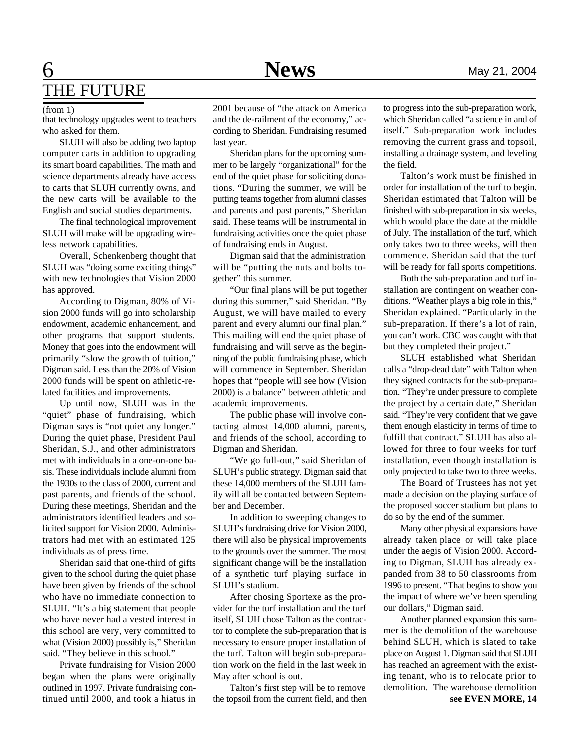# THE FUTURE

(from 1)

that technology upgrades went to teachers who asked for them.

SLUH will also be adding two laptop computer carts in addition to upgrading its smart board capabilities. The math and science departments already have access to carts that SLUH currently owns, and the new carts will be available to the English and social studies departments.

The final technological improvement SLUH will make will be upgrading wireless network capabilities.

Overall, Schenkenberg thought that SLUH was "doing some exciting things" with new technologies that Vision 2000 has approved.

According to Digman, 80% of Vision 2000 funds will go into scholarship endowment, academic enhancement, and other programs that support students. Money that goes into the endowment will primarily "slow the growth of tuition," Digman said. Less than the 20% of Vision 2000 funds will be spent on athletic-related facilities and improvements.

Up until now, SLUH was in the "quiet" phase of fundraising, which Digman says is "not quiet any longer." During the quiet phase, President Paul Sheridan, S.J., and other administrators met with individuals in a one-on-one basis. These individuals include alumni from the 1930s to the class of 2000, current and past parents, and friends of the school. During these meetings, Sheridan and the administrators identified leaders and solicited support for Vision 2000. Administrators had met with an estimated 125 individuals as of press time.

Sheridan said that one-third of gifts given to the school during the quiet phase have been given by friends of the school who have no immediate connection to SLUH. "It's a big statement that people who have never had a vested interest in this school are very, very committed to what (Vision 2000) possibly is," Sheridan said. "They believe in this school."

Private fundraising for Vision 2000 began when the plans were originally outlined in 1997. Private fundraising continued until 2000, and took a hiatus in 2001 because of "the attack on America and the de-railment of the economy," according to Sheridan. Fundraising resumed last year.

Sheridan plans for the upcoming summer to be largely "organizational" for the end of the quiet phase for soliciting donations. "During the summer, we will be putting teams together from alumni classes and parents and past parents," Sheridan said. These teams will be instrumental in fundraising activities once the quiet phase of fundraising ends in August.

Digman said that the administration will be "putting the nuts and bolts together" this summer.

"Our final plans will be put together during this summer," said Sheridan. "By August, we will have mailed to every parent and every alumni our final plan." This mailing will end the quiet phase of fundraising and will serve as the beginning of the public fundraising phase, which will commence in September. Sheridan hopes that "people will see how (Vision 2000) is a balance" between athletic and academic improvements.

The public phase will involve contacting almost 14,000 alumni, parents, and friends of the school, according to Digman and Sheridan.

"We go full-out," said Sheridan of SLUH's public strategy. Digman said that these 14,000 members of the SLUH family will all be contacted between September and December.

In addition to sweeping changes to SLUH's fundraising drive for Vision 2000, there will also be physical improvements to the grounds over the summer. The most significant change will be the installation of a synthetic turf playing surface in SLUH's stadium.

After chosing Sportexe as the provider for the turf installation and the turf itself, SLUH chose Talton as the contractor to complete the sub-preparation that is necessary to ensure proper installation of the turf. Talton will begin sub-preparation work on the field in the last week in May after school is out.

Talton's first step will be to remove the topsoil from the current field, and then to progress into the sub-preparation work, which Sheridan called "a science in and of itself." Sub-preparation work includes removing the current grass and topsoil, installing a drainage system, and leveling the field.

Talton's work must be finished in order for installation of the turf to begin. Sheridan estimated that Talton will be finished with sub-preparation in six weeks, which would place the date at the middle of July. The installation of the turf, which only takes two to three weeks, will then commence. Sheridan said that the turf will be ready for fall sports competitions.

Both the sub-preparation and turf installation are contingent on weather conditions. "Weather plays a big role in this," Sheridan explained. "Particularly in the sub-preparation. If there's a lot of rain, you can't work. CBC was caught with that but they completed their project."

SLUH established what Sheridan calls a "drop-dead date" with Talton when they signed contracts for the sub-preparation. "They're under pressure to complete the project by a certain date," Sheridan said. "They're very confident that we gave them enough elasticity in terms of time to fulfill that contract." SLUH has also allowed for three to four weeks for turf installation, even though installation is only projected to take two to three weeks.

The Board of Trustees has not yet made a decision on the playing surface of the proposed soccer stadium but plans to do so by the end of the summer.

Many other physical expansions have already taken place or will take place under the aegis of Vision 2000. According to Digman, SLUH has already expanded from 38 to 50 classrooms from 1996 to present. "That begins to show you the impact of where we've been spending our dollars," Digman said.

Another planned expansion this summer is the demolition of the warehouse behind SLUH, which is slated to take place on August 1. Digman said that SLUH has reached an agreement with the existing tenant, who is to relocate prior to demolition. The warehouse demolition

**see EVEN MORE, 14**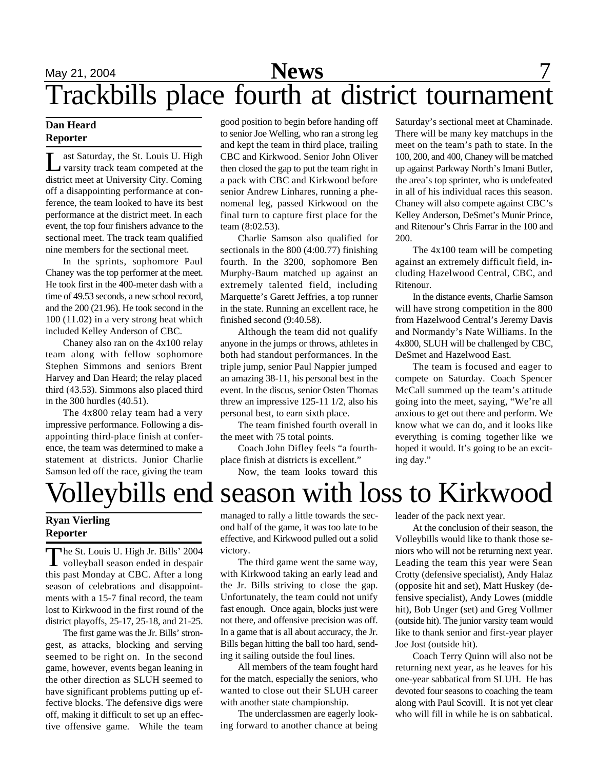# Trackbills place fourth at district tournament

**Dan Heard**
**Reporter**

Last Saturday, the St. Louis U. High varsity track team competed at the district meet at University City. Coming off a disappointing performance at conference, the team looked to have its best performance at the district meet. In each event, the top four finishers advance to the sectional meet. The track team qualified nine members for the sectional meet.

In the sprints, sophomore Paul Chaney was the top performer at the meet. He took first in the 400-meter dash with a time of 49.53 seconds, a new school record, and the 200 (21.96). He took second in the 100 (11.02) in a very strong heat which included Kelley Anderson of CBC.

Chaney also ran on the 4x100 relay team along with fellow sophomore Stephen Simmons and seniors Brent Harvey and Dan Heard; the relay placed third (43.53). Simmons also placed third in the 300 hurdles (40.51).

The 4x800 relay team had a very impressive performance. Following a disappointing third-place finish at conference, the team was determined to make a statement at districts. Junior Charlie Samson led off the race, giving the team good position to begin before handing off to senior Joe Welling, who ran a strong leg and kept the team in third place, trailing CBC and Kirkwood. Senior John Oliver then closed the gap to put the team right in a pack with CBC and Kirkwood before senior Andrew Linhares, running a phenomenal leg, passed Kirkwood on the final turn to capture first place for the team (8:02.53).

Charlie Samson also qualified for sectionals in the 800 (4:00.77) finishing fourth. In the 3200, sophomore Ben Murphy-Baum matched up against an extremely talented field, including Marquette's Garett Jeffries, a top runner in the state. Running an excellent race, he finished second (9:40.58).

Although the team did not qualify anyone in the jumps or throws, athletes in both had standout performances. In the triple jump, senior Paul Nappier jumped an amazing 38-11, his personal best in the event. In the discus, senior Osten Thomas threw an impressive 125-11 1/2, also his personal best, to earn sixth place.

The team finished fourth overall in the meet with 75 total points.

Coach John Difley feels "a fourth-place finish at districts is excellent."

Now, the team looks toward this Saturday's sectional meet at Chaminade. There will be many key matchups in the meet on the team's path to state. In the 100, 200, and 400, Chaney will be matched up against Parkway North's Imani Butler, the area's top sprinter, who is undefeated in all of his individual races this season. Chaney will also compete against CBC's Kelley Anderson, DeSmet's Munir Prince, and Ritenour's Chris Farrar in the 100 and 200.

The 4x100 team will be competing against an extremely difficult field, including Hazelwood Central, CBC, and Ritenour.

In the distance events, Charlie Samson will have strong competition in the 800 from Hazelwood Central's Jeremy Davis and Normandy's Nate Williams. In the 4x800, SLUH will be challenged by CBC, DeSmet and Hazelwood East.

The team is focused and eager to compete on Saturday. Coach Spencer McCall summed up the team's attitude going into the meet, saying, "We're all anxious to get out there and perform. We know what we can do, and it looks like everything is coming together like we hoped it would. It's going to be an exciting day."

# Volleybills end season with loss to Kirkwood

**Ryan Vierling**
**Reporter**

The St. Louis U. High Jr. Bills' 2004 volleyball season ended in despair this past Monday at CBC. After a long season of celebrations and disappointments with a 15-7 final record, the team lost to Kirkwood in the first round of the district playoffs, 25-17, 25-18, and 21-25.

The first game was the Jr. Bills' strongest, as attacks, blocking and serving seemed to be right on. In the second game, however, events began leaning in the other direction as SLUH seemed to have significant problems putting up effective blocks. The defensive digs were off, making it difficult to set up an effective offensive game. While the team managed to rally a little towards the second half of the game, it was too late to be effective, and Kirkwood pulled out a solid victory.

The third game went the same way, with Kirkwood taking an early lead and the Jr. Bills striving to close the gap. Unfortunately, the team could not unify fast enough. Once again, blocks just were not there, and offensive precision was off. In a game that is all about accuracy, the Jr. Bills began hitting the ball too hard, sending it sailing outside the foul lines.

All members of the team fought hard for the match, especially the seniors, who wanted to close out their SLUH career with another state championship.

The underclassmen are eagerly looking forward to another chance at being leader of the pack next year.

At the conclusion of their season, the Volleybills would like to thank those seniors who will not be returning next year. Leading the team this year were Sean Crotty (defensive specialist), Andy Halaz (opposite hit and set), Matt Huskey (defensive specialist), Andy Lowes (middle hit), Bob Unger (set) and Greg Vollmer (outside hit). The junior varsity team would like to thank senior and first-year player Joe Jost (outside hit).

Coach Terry Quinn will also not be returning next year, as he leaves for his one-year sabbatical from SLUH. He has devoted four seasons to coaching the team along with Paul Scovill. It is not yet clear who will fill in while he is on sabbatical.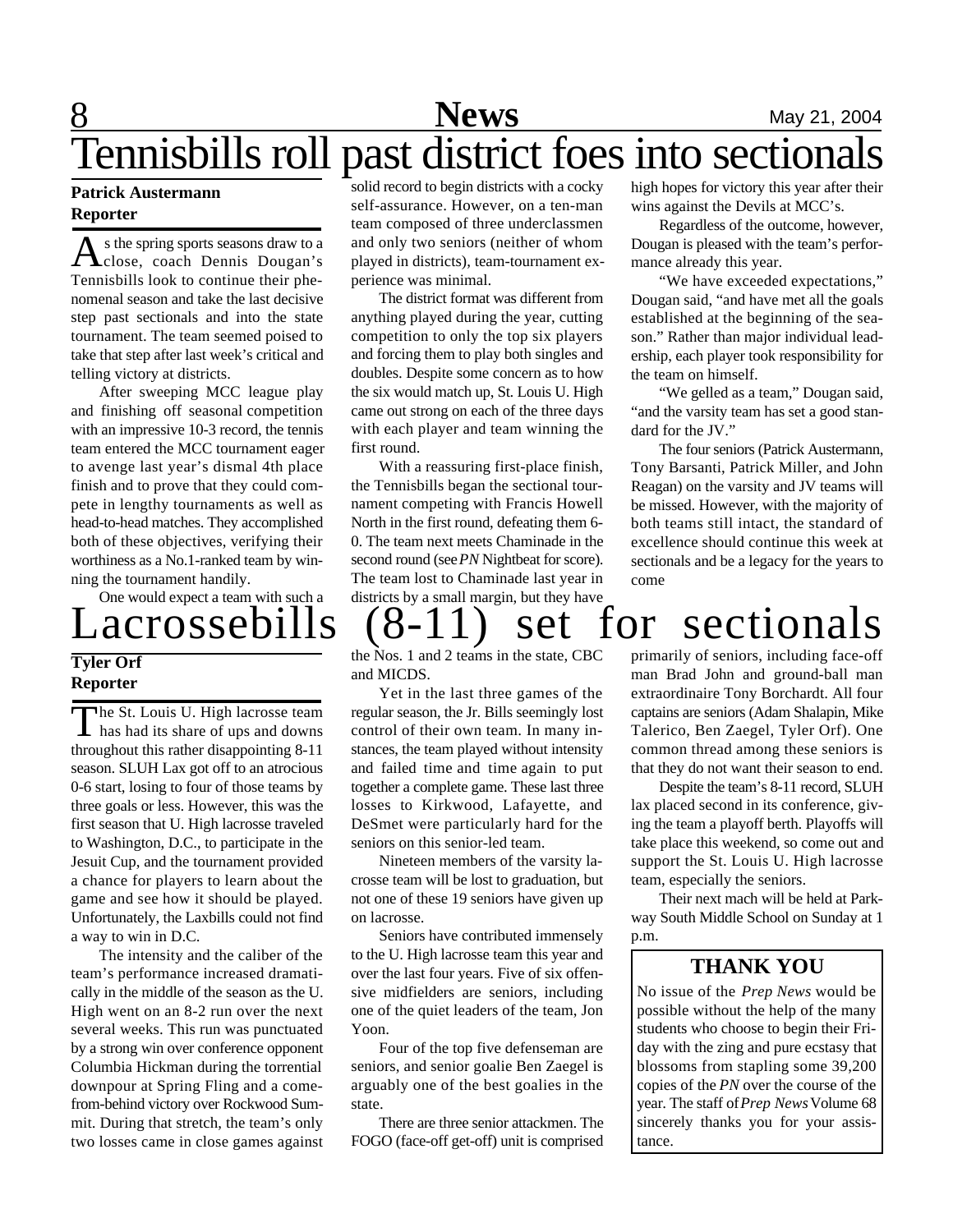# Tennisbills roll past district foes into sectionals

**Patrick Austermann**
**Reporter**

As the spring sports seasons draw to a close, coach Dennis Dougan's Tennisbills look to continue their phenomenal season and take the last decisive step past sectionals and into the state tournament. The team seemed poised to take that step after last week's critical and telling victory at districts.

After sweeping MCC league play and finishing off seasonal competition with an impressive 10-3 record, the tennis team entered the MCC tournament eager to avenge last year's dismal 4th place finish and to prove that they could compete in lengthy tournaments as well as head-to-head matches. They accomplished both of these objectives, verifying their worthiness as a No.1-ranked team by winning the tournament handily.

One would expect a team with such a solid record to begin districts with a cocky self-assurance. However, on a ten-man team composed of three underclassmen and only two seniors (neither of whom played in districts), team-tournament experience was minimal.

The district format was different from anything played during the year, cutting competition to only the top six players and forcing them to play both singles and doubles. Despite some concern as to how the six would match up, St. Louis U. High came out strong on each of the three days with each player and team winning the first round.

With a reassuring first-place finish, the Tennisbills began the sectional tournament competing with Francis Howell North in the first round, defeating them 6-0. The team next meets Chaminade in the second round (see *PN* Nightbeat for score). The team lost to Chaminade last year in districts by a small margin, but they have high hopes for victory this year after their wins against the Devils at MCC's.

Regardless of the outcome, however, Dougan is pleased with the team's performance already this year.

"We have exceeded expectations," Dougan said, "and have met all the goals established at the beginning of the season." Rather than major individual leadership, each player took responsibility for the team on himself.

"We gelled as a team," Dougan said, "and the varsity team has set a good standard for the JV."

The four seniors (Patrick Austermann, Tony Barsanti, Patrick Miller, and John Reagan) on the varsity and JV teams will be missed. However, with the majority of both teams still intact, the standard of excellence should continue this week at sectionals and be a legacy for the years to come

# Lacrossebills (8-11) set for sectionals

**Tyler Orf**
**Reporter**

The St. Louis U. High lacrosse team has had its share of ups and downs throughout this rather disappointing 8-11 season. SLUH Lax got off to an atrocious 0-6 start, losing to four of those teams by three goals or less. However, this was the first season that U. High lacrosse traveled to Washington, D.C., to participate in the Jesuit Cup, and the tournament provided a chance for players to learn about the game and see how it should be played. Unfortunately, the Laxbills could not find a way to win in D.C.

The intensity and the caliber of the team's performance increased dramatically in the middle of the season as the U. High went on an 8-2 run over the next several weeks. This run was punctuated by a strong win over conference opponent Columbia Hickman during the torrential downpour at Spring Fling and a come-from-behind victory over Rockwood Summit. During that stretch, the team's only two losses came in close games against the Nos. 1 and 2 teams in the state, CBC and MICDS.

Yet in the last three games of the regular season, the Jr. Bills seemingly lost control of their own team. In many instances, the team played without intensity and failed time and time again to put together a complete game. These last three losses to Kirkwood, Lafayette, and DeSmet were particularly hard for the seniors on this senior-led team.

Nineteen members of the varsity lacrosse team will be lost to graduation, but not one of these 19 seniors have given up on lacrosse.

Seniors have contributed immensely to the U. High lacrosse team this year and over the last four years. Five of six offensive midfielders are seniors, including one of the quiet leaders of the team, Jon Yoon.

Four of the top five defenseman are seniors, and senior goalie Ben Zaegel is arguably one of the best goalies in the state.

There are three senior attackmen. The FOGO (face-off get-off) unit is comprised primarily of seniors, including face-off man Brad John and ground-ball man extraordinaire Tony Borchardt. All four captains are seniors (Adam Shalapin, Mike Talerico, Ben Zaegel, Tyler Orf). One common thread among these seniors is that they do not want their season to end.

Despite the team's 8-11 record, SLUH lax placed second in its conference, giving the team a playoff berth. Playoffs will take place this weekend, so come out and support the St. Louis U. High lacrosse team, especially the seniors.

Their next mach will be held at Parkway South Middle School on Sunday at 1 p.m.

## THANK YOU

No issue of the *Prep News* would be possible without the help of the many students who choose to begin their Friday with the zing and pure ecstasy that blossoms from stapling some 39,200 copies of the *PN* over the course of the year. The staff of *Prep News* Volume 68 sincerely thanks you for your assistance.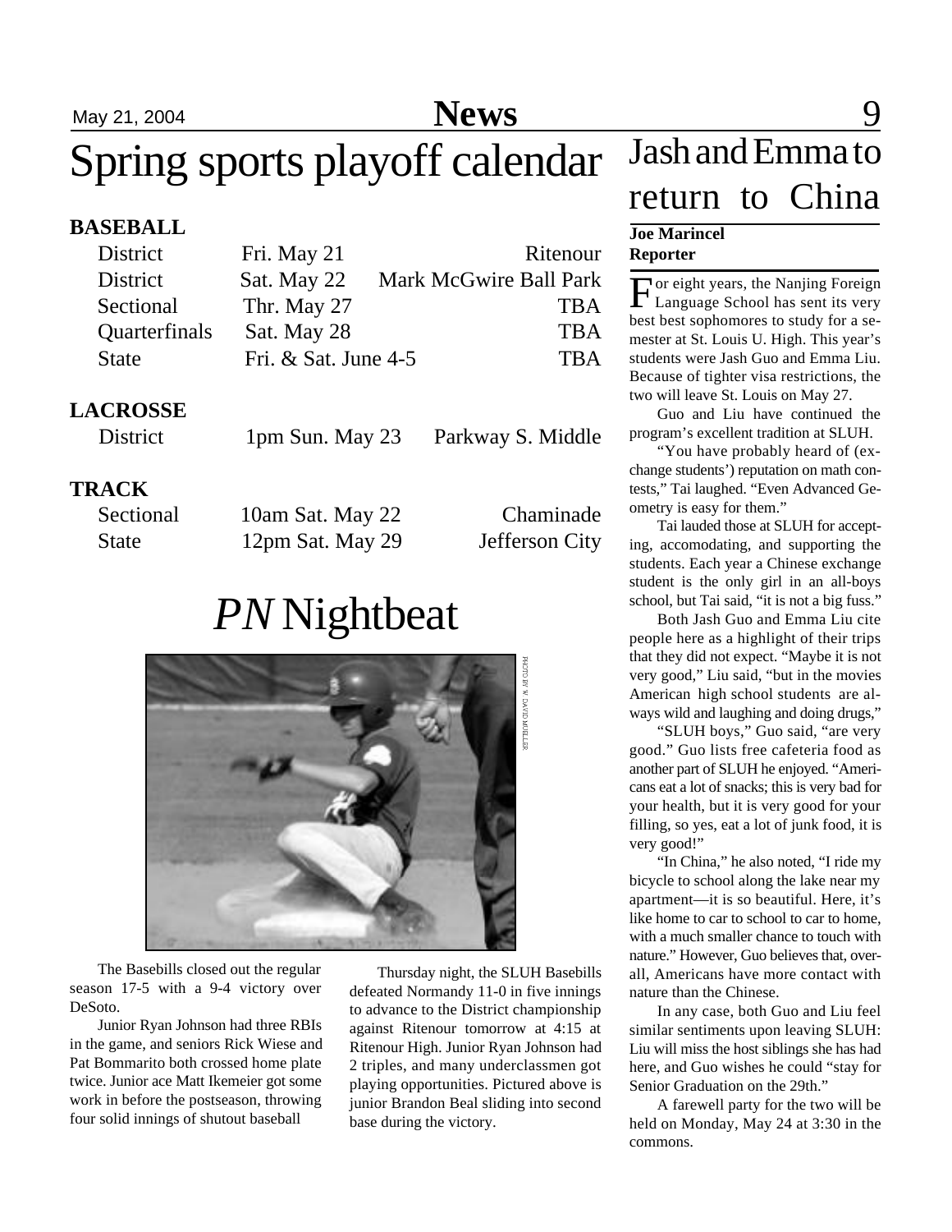# Spring sports playoff calendar

**BASEBALL**

| | | |
|---|---|---|
| District | Fri. May 21 | Ritenour |
| District | Sat. May 22 | Mark McGwire Ball Park |
| Sectional | Thr. May 27 | TBA |
| Quarterfinals | Sat. May 28 | TBA |
| State | Fri. & Sat. June 4-5 | TBA |

**LACROSSE**

| | | |
|---|---|---|
| District | 1pm Sun. May 23 | Parkway S. Middle |

**TRACK**

| | | |
|---|---|---|
| Sectional | 10am Sat. May 22 | Chaminade |
| State | 12pm Sat. May 29 | Jefferson City |

# *PN* Nightbeat

PHOTO BY W. DAVID MUELLER

The Basebills closed out the regular season 17-5 with a 9-4 victory over DeSoto.

Junior Ryan Johnson had three RBIs in the game, and seniors Rick Wiese and Pat Bommarito both crossed home plate twice. Junior ace Matt Ikemeier got some work in before the postseason, throwing four solid innings of shutout baseball

Thursday night, the SLUH Basebills defeated Normandy 11-0 in five innings to advance to the District championship against Ritenour tomorrow at 4:15 at Ritenour High. Junior Ryan Johnson had 2 triples, and many underclassmen got playing opportunities. Pictured above is junior Brandon Beal sliding into second base during the victory.

# Jash and Emma to return to China

**Joe Marincel**
**Reporter**

For eight years, the Nanjing Foreign Language School has sent its very best best sophomores to study for a semester at St. Louis U. High. This year's students were Jash Guo and Emma Liu. Because of tighter visa restrictions, the two will leave St. Louis on May 27.

Guo and Liu have continued the program's excellent tradition at SLUH.

"You have probably heard of (exchange students') reputation on math contests," Tai laughed. "Even Advanced Geometry is easy for them."

Tai lauded those at SLUH for accepting, accomodating, and supporting the students. Each year a Chinese exchange student is the only girl in an all-boys school, but Tai said, "it is not a big fuss."

Both Jash Guo and Emma Liu cite people here as a highlight of their trips that they did not expect. "Maybe it is not very good," Liu said, "but in the movies American high school students are always wild and laughing and doing drugs,"

"SLUH boys," Guo said, "are very good." Guo lists free cafeteria food as another part of SLUH he enjoyed. "Americans eat a lot of snacks; this is very bad for your health, but it is very good for your filling, so yes, eat a lot of junk food, it is very good!"

"In China," he also noted, "I ride my bicycle to school along the lake near my apartment—it is so beautiful. Here, it's like home to car to school to car to home, with a much smaller chance to touch with nature." However, Guo believes that, overall, Americans have more contact with nature than the Chinese.

In any case, both Guo and Liu feel similar sentiments upon leaving SLUH: Liu will miss the host siblings she has had here, and Guo wishes he could "stay for Senior Graduation on the 29th."

A farewell party for the two will be held on Monday, May 24 at 3:30 in the commons.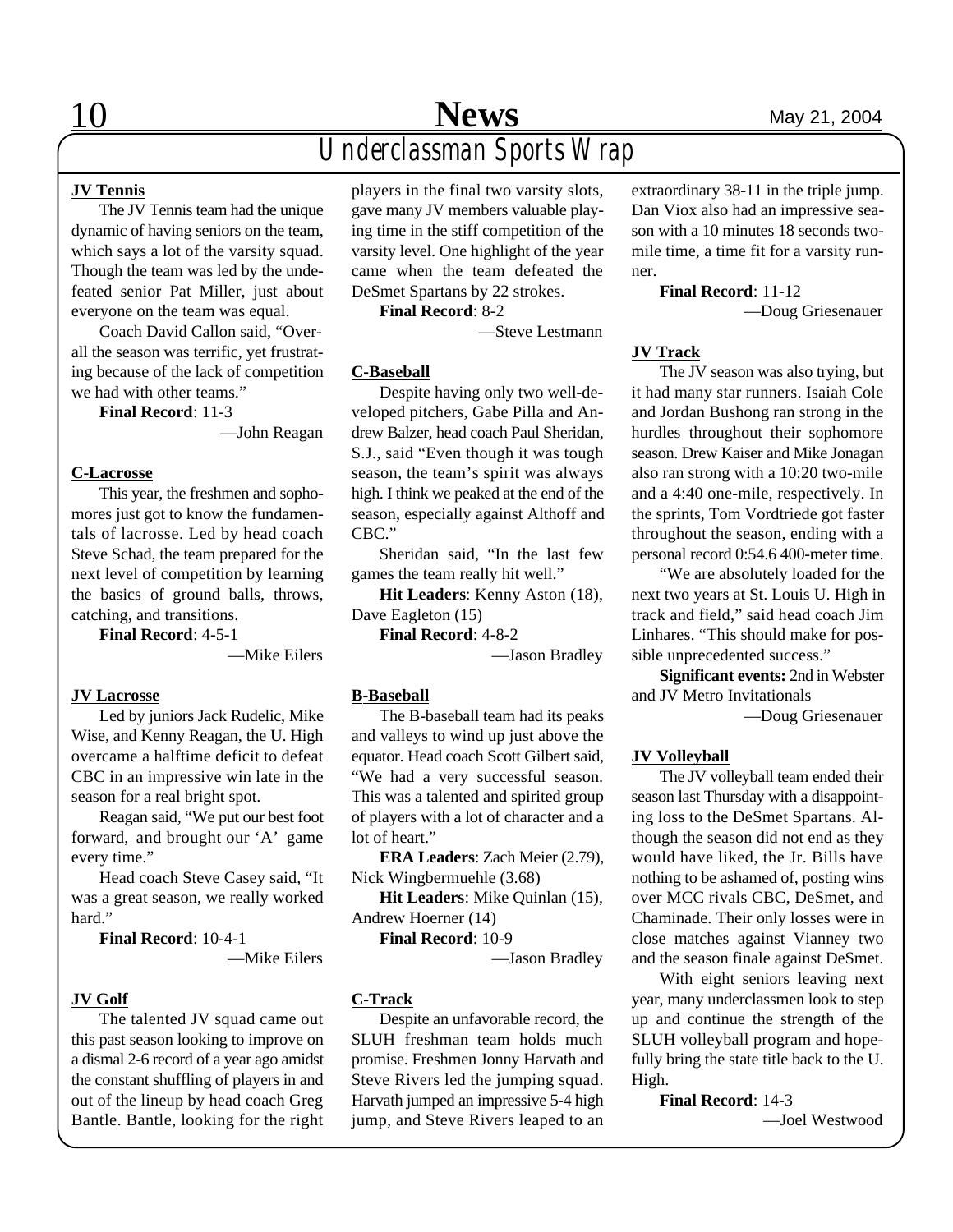# Underclassman Sports Wrap

**JV Tennis**

The JV Tennis team had the unique dynamic of having seniors on the team, which says a lot of the varsity squad. Though the team was led by the undefeated senior Pat Miller, just about everyone on the team was equal.

Coach David Callon said, "Overall the season was terrific, yet frustrating because of the lack of competition we had with other teams."

**Final Record**: 11-3

—John Reagan

**C-Lacrosse**

This year, the freshmen and sophomores just got to know the fundamentals of lacrosse. Led by head coach Steve Schad, the team prepared for the next level of competition by learning the basics of ground balls, throws, catching, and transitions.

**Final Record**: 4-5-1

—Mike Eilers

**JV Lacrosse**

Led by juniors Jack Rudelic, Mike Wise, and Kenny Reagan, the U. High overcame a halftime deficit to defeat CBC in an impressive win late in the season for a real bright spot.

Reagan said, "We put our best foot forward, and brought our 'A' game every time."

Head coach Steve Casey said, "It was a great season, we really worked hard."

**Final Record**: 10-4-1

—Mike Eilers

**JV Golf**

The talented JV squad came out this past season looking to improve on a dismal 2-6 record of a year ago amidst the constant shuffling of players in and out of the lineup by head coach Greg Bantle. Bantle, looking for the right players in the final two varsity slots, gave many JV members valuable playing time in the stiff competition of the varsity level. One highlight of the year came when the team defeated the DeSmet Spartans by 22 strokes.

**Final Record**: 8-2

—Steve Lestmann

**C-Baseball**

Despite having only two well-developed pitchers, Gabe Pilla and Andrew Balzer, head coach Paul Sheridan, S.J., said "Even though it was tough season, the team's spirit was always high. I think we peaked at the end of the season, especially against Althoff and CBC."

Sheridan said, "In the last few games the team really hit well."

**Hit Leaders**: Kenny Aston (18), Dave Eagleton (15)

**Final Record**: 4-8-2

—Jason Bradley

**B-Baseball**

The B-baseball team had its peaks and valleys to wind up just above the equator. Head coach Scott Gilbert said, "We had a very successful season. This was a talented and spirited group of players with a lot of character and a lot of heart."

**ERA Leaders**: Zach Meier (2.79), Nick Wingbermuehle (3.68)

**Hit Leaders**: Mike Quinlan (15), Andrew Hoerner (14)

**Final Record**: 10-9

—Jason Bradley

**C-Track**

Despite an unfavorable record, the SLUH freshman team holds much promise. Freshmen Jonny Harvath and Steve Rivers led the jumping squad. Harvath jumped an impressive 5-4 high jump, and Steve Rivers leaped to an extraordinary 38-11 in the triple jump. Dan Viox also had an impressive season with a 10 minutes 18 seconds two-mile time, a time fit for a varsity runner.

**Final Record**: 11-12

—Doug Griesenauer

**JV Track**

The JV season was also trying, but it had many star runners. Isaiah Cole and Jordan Bushong ran strong in the hurdles throughout their sophomore season. Drew Kaiser and Mike Jonagan also ran strong with a 10:20 two-mile and a 4:40 one-mile, respectively. In the sprints, Tom Vordtriede got faster throughout the season, ending with a personal record 0:54.6 400-meter time.

"We are absolutely loaded for the next two years at St. Louis U. High in track and field," said head coach Jim Linhares. "This should make for possible unprecedented success."

**Significant events:** 2nd in Webster and JV Metro Invitationals

—Doug Griesenauer

**JV Volleyball**

The JV volleyball team ended their season last Thursday with a disappointing loss to the DeSmet Spartans. Although the season did not end as they would have liked, the Jr. Bills have nothing to be ashamed of, posting wins over MCC rivals CBC, DeSmet, and Chaminade. Their only losses were in close matches against Vianney two and the season finale against DeSmet.

With eight seniors leaving next year, many underclassmen look to step up and continue the strength of the SLUH volleyball program and hopefully bring the state title back to the U. High.

**Final Record**: 14-3

—Joel Westwood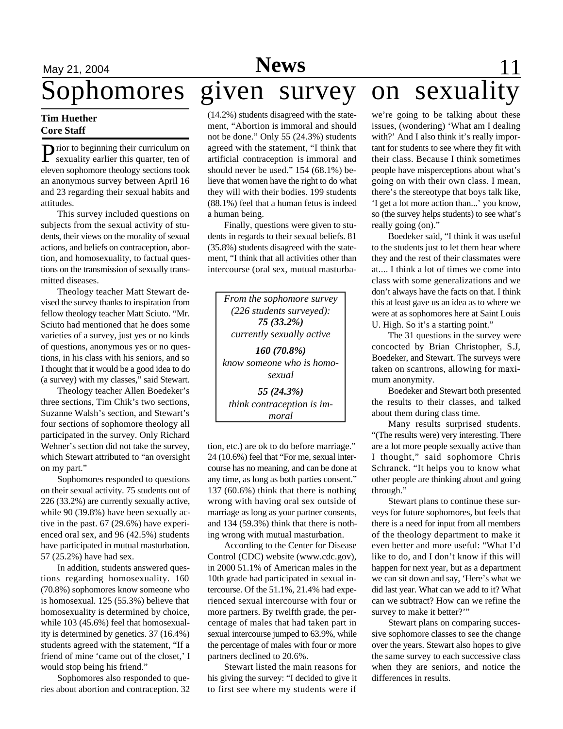# Sophomores given survey on sexuality

**Tim Huether**
**Core Staff**

Prior to beginning their curriculum on sexuality earlier this quarter, ten of eleven sophomore theology sections took an anonymous survey between April 16 and 23 regarding their sexual habits and attitudes.

This survey included questions on subjects from the sexual activity of students, their views on the morality of sexual actions, and beliefs on contraception, abortion, and homosexuality, to factual questions on the transmission of sexually transmitted diseases.

Theology teacher Matt Stewart devised the survey thanks to inspiration from fellow theology teacher Matt Sciuto. "Mr. Sciuto had mentioned that he does some varieties of a survey, just yes or no kinds of questions, anonymous yes or no questions, in his class with his seniors, and so I thought that it would be a good idea to do (a survey) with my classes," said Stewart.

Theology teacher Allen Boedeker's three sections, Tim Chik's two sections, Suzanne Walsh's section, and Stewart's four sections of sophomore theology all participated in the survey. Only Richard Wehner's section did not take the survey, which Stewart attributed to "an oversight on my part."

Sophomores responded to questions on their sexual activity. 75 students out of 226 (33.2%) are currently sexually active, while 90 (39.8%) have been sexually active in the past. 67 (29.6%) have experienced oral sex, and 96 (42.5%) students have participated in mutual masturbation. 57 (25.2%) have had sex.

In addition, students answered questions regarding homosexuality. 160 (70.8%) sophomores know someone who is homosexual. 125 (55.3%) believe that homosexuality is determined by choice, while 103 (45.6%) feel that homosexuality is determined by genetics. 37 (16.4%) students agreed with the statement, "If a friend of mine 'came out of the closet,' I would stop being his friend."

Sophomores also responded to queries about abortion and contraception. 32 (14.2%) students disagreed with the statement, "Abortion is immoral and should not be done." Only 55 (24.3%) students agreed with the statement, "I think that artificial contraception is immoral and should never be used." 154 (68.1%) believe that women have the right to do what they will with their bodies. 199 students (88.1%) feel that a human fetus is indeed a human being.

Finally, questions were given to students in regards to their sexual beliefs. 81 (35.8%) students disagreed with the statement, "I think that all activities other than intercourse (oral sex, mutual masturbation, etc.) are ok to do before marriage." 24 (10.6%) feel that "For me, sexual intercourse has no meaning, and can be done at any time, as long as both parties consent." 137 (60.6%) think that there is nothing wrong with having oral sex outside of marriage as long as your partner consents, and 134 (59.3%) think that there is nothing wrong with mutual masturbation.

> *From the sophomore survey (226 students surveyed):*
>
> ***75 (33.2%)***
> *currently sexually active*
>
> ***160 (70.8%)***
> *know someone who is homosexual*
>
> ***55 (24.3%)***
> *think contraception is immoral*

According to the Center for Disease Control (CDC) website (www.cdc.gov), in 2000 51.1% of American males in the 10th grade had participated in sexual intercourse. Of the 51.1%, 21.4% had experienced sexual intercourse with four or more partners. By twelfth grade, the percentage of males that had taken part in sexual intercourse jumped to 63.9%, while the percentage of males with four or more partners declined to 20.6%.

Stewart listed the main reasons for his giving the survey: "I decided to give it to first see where my students were if we're going to be talking about these issues, (wondering) 'What am I dealing with?' And I also think it's really important for students to see where they fit with their class. Because I think sometimes people have misperceptions about what's going on with their own class. I mean, there's the stereotype that boys talk like, 'I get a lot more action than...' you know, so (the survey helps students) to see what's really going (on)."

Boedeker said, "I think it was useful to the students just to let them hear where they and the rest of their classmates were at.... I think a lot of times we come into class with some generalizations and we don't always have the facts on that. I think this at least gave us an idea as to where we were at as sophomores here at Saint Louis U. High. So it's a starting point."

The 31 questions in the survey were concocted by Brian Christopher, S.J, Boedeker, and Stewart. The surveys were taken on scantrons, allowing for maximum anonymity.

Boedeker and Stewart both presented the results to their classes, and talked about them during class time.

Many results surprised students. "(The results were) very interesting. There are a lot more people sexually active than I thought," said sophomore Chris Schranck. "It helps you to know what other people are thinking about and going through."

Stewart plans to continue these surveys for future sophomores, but feels that there is a need for input from all members of the theology department to make it even better and more useful: "What I'd like to do, and I don't know if this will happen for next year, but as a department we can sit down and say, 'Here's what we did last year. What can we add to it? What can we subtract? How can we refine the survey to make it better?'"

Stewart plans on comparing successive sophomore classes to see the change over the years. Stewart also hopes to give the same survey to each successive class when they are seniors, and notice the differences in results.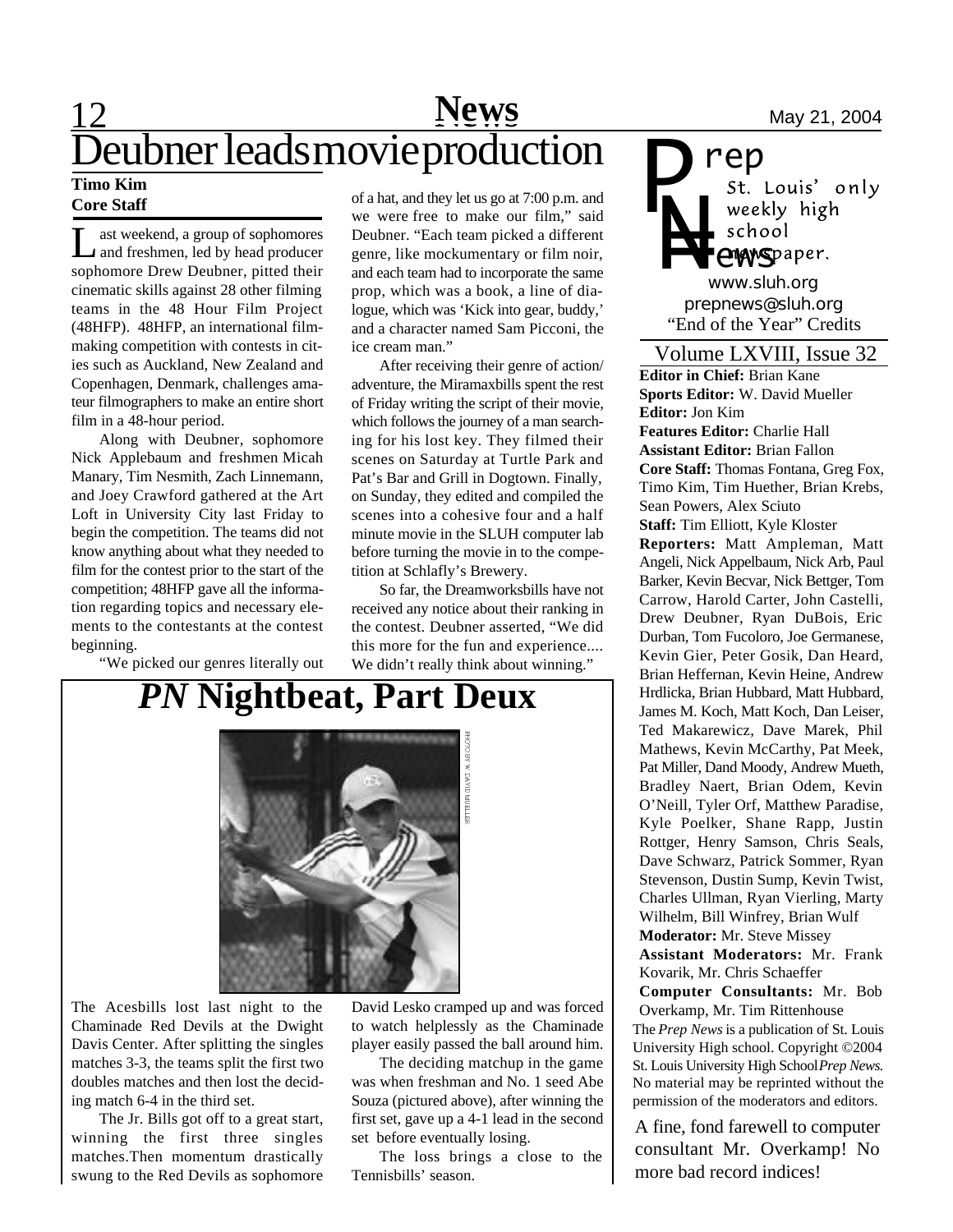# Deubner leads movie production

**Timo Kim**
**Core Staff**

Last weekend, a group of sophomores and freshmen, led by head producer sophomore Drew Deubner, pitted their cinematic skills against 28 other filming teams in the 48 Hour Film Project (48HFP). 48HFP, an international filmmaking competition with contests in cities such as Auckland, New Zealand and Copenhagen, Denmark, challenges amateur filmographers to make an entire short film in a 48-hour period.

Along with Deubner, sophomore Nick Applebaum and freshmen Micah Manary, Tim Nesmith, Zach Linnemann, and Joey Crawford gathered at the Art Loft in University City last Friday to begin the competition. The teams did not know anything about what they needed to film for the contest prior to the start of the competition; 48HFP gave all the information regarding topics and necessary elements to the contestants at the contest beginning.

"We picked our genres literally out of a hat, and they let us go at 7:00 p.m. and we were free to make our film," said Deubner. "Each team picked a different genre, like mockumentary or film noir, and each team had to incorporate the same prop, which was a book, a line of dialogue, which was 'Kick into gear, buddy,' and a character named Sam Picconi, the ice cream man."

After receiving their genre of action/adventure, the Miramaxbills spent the rest of Friday writing the script of their movie, which follows the journey of a man searching for his lost key. They filmed their scenes on Saturday at Turtle Park and Pat's Bar and Grill in Dogtown. Finally, on Sunday, they edited and compiled the scenes into a cohesive four and a half minute movie in the SLUH computer lab before turning the movie in to the competition at Schlafly's Brewery.

So far, the Dreamworksbills have not received any notice about their ranking in the contest. Deubner asserted, "We did this more for the fun and experience.... We didn't really think about winning."

# *PN* Nightbeat, Part Deux

PHOTO BY W. DAVID MUELLER

The Acesbills lost last night to the Chaminade Red Devils at the Dwight Davis Center. After splitting the singles matches 3-3, the teams split the first two doubles matches and then lost the deciding match 6-4 in the third set.

The Jr. Bills got off to a great start, winning the first three singles matches. Then momentum drastically swung to the Red Devils as sophomore David Lesko cramped up and was forced to watch helplessly as the Chaminade player easily passed the ball around him.

The deciding matchup in the game was when freshman and No. 1 seed Abe Souza (pictured above), after winning the first set, gave up a 4-1 lead in the second set before eventually losing.

The loss brings a close to the Tennisbills' season.

---

**Prep News**
St. Louis' only weekly high school newspaper.
www.sluh.org
prepnews@sluh.org
"End of the Year" Credits

Volume LXVIII, Issue 32

**Editor in Chief:** Brian Kane
**Sports Editor:** W. David Mueller
**Editor:** Jon Kim
**Features Editor:** Charlie Hall
**Assistant Editor:** Brian Fallon
**Core Staff:** Thomas Fontana, Greg Fox, Timo Kim, Tim Huether, Brian Krebs, Sean Powers, Alex Sciuto
**Staff:** Tim Elliott, Kyle Kloster
**Reporters:** Matt Ampleman, Matt Angeli, Nick Appelbaum, Nick Arb, Paul Barker, Kevin Becvar, Nick Bettger, Tom Carrow, Harold Carter, John Castelli, Drew Deubner, Ryan DuBois, Eric Durban, Tom Fucoloro, Joe Germanese, Kevin Gier, Peter Gosik, Dan Heard, Brian Heffernan, Kevin Heine, Andrew Hrdlicka, Brian Hubbard, Matt Hubbard, James M. Koch, Matt Koch, Dan Leiser, Ted Makarewicz, Dave Marek, Phil Mathews, Kevin McCarthy, Pat Meek, Pat Miller, Dand Moody, Andrew Mueth, Bradley Naert, Brian Odem, Kevin O'Neill, Tyler Orf, Matthew Paradise, Kyle Poelker, Shane Rapp, Justin Rottger, Henry Samson, Chris Seals, Dave Schwarz, Patrick Sommer, Ryan Stevenson, Dustin Sump, Kevin Twist, Charles Ullman, Ryan Vierling, Marty Wilhelm, Bill Winfrey, Brian Wulf
**Moderator:** Mr. Steve Missey
**Assistant Moderators:** Mr. Frank Kovarik, Mr. Chris Schaeffer
**Computer Consultants:** Mr. Bob Overkamp, Mr. Tim Rittenhouse

The *Prep News* is a publication of St. Louis University High school. Copyright ©2004 St. Louis University High School *Prep News*. No material may be reprinted without the permission of the moderators and editors.

A fine, fond farewell to computer consultant Mr. Overkamp! No more bad record indices!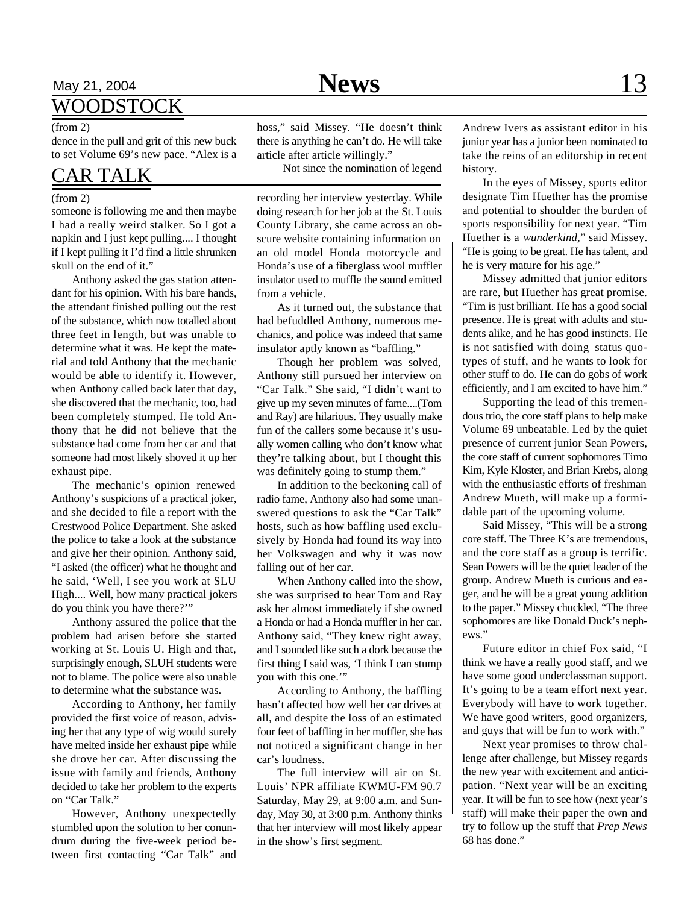## WOODSTOCK

(from 2)

dence in the pull and grit of this new buck to set Volume 69's new pace. "Alex is a hoss," said Missey. "He doesn't think there is anything he can't do. He will take article after article willingly."

Not since the nomination of legend Andrew Ivers as assistant editor in his junior year has a junior been nominated to take the reins of an editorship in recent history.

In the eyes of Missey, sports editor designate Tim Huether has the promise and potential to shoulder the burden of sports responsibility for next year. "Tim Huether is a *wunderkind*," said Missey. "He is going to be great. He has talent, and he is very mature for his age."

Missey admitted that junior editors are rare, but Huether has great promise. "Tim is just brilliant. He has a good social presence. He is great with adults and students alike, and he has good instincts. He is not satisfied with doing status quo-types of stuff, and he wants to look for other stuff to do. He can do gobs of work efficiently, and I am excited to have him."

Supporting the lead of this tremendous trio, the core staff plans to help make Volume 69 unbeatable. Led by the quiet presence of current junior Sean Powers, the core staff of current sophomores Timo Kim, Kyle Kloster, and Brian Krebs, along with the enthusiastic efforts of freshman Andrew Mueth, will make up a formidable part of the upcoming volume.

Said Missey, "This will be a strong core staff. The Three K's are tremendous, and the core staff as a group is terrific. Sean Powers will be the quiet leader of the group. Andrew Mueth is curious and eager, and he will be a great young addition to the paper." Missey chuckled, "The three sophomores are like Donald Duck's nephews."

Future editor in chief Fox said, "I think we have a really good staff, and we have some good underclassman support. It's going to be a team effort next year. Everybody will have to work together. We have good writers, good organizers, and guys that will be fun to work with."

Next year promises to throw challenge after challenge, but Missey regards the new year with excitement and anticipation. "Next year will be an exciting year. It will be fun to see how (next year's staff) will make their paper the own and try to follow up the stuff that *Prep News* 68 has done."

## CAR TALK

(from 2)

someone is following me and then maybe I had a really weird stalker. So I got a napkin and I just kept pulling.... I thought if I kept pulling it I'd find a little shrunken skull on the end of it."

Anthony asked the gas station attendant for his opinion. With his bare hands, the attendant finished pulling out the rest of the substance, which now totalled about three feet in length, but was unable to determine what it was. He kept the material and told Anthony that the mechanic would be able to identify it. However, when Anthony called back later that day, she discovered that the mechanic, too, had been completely stumped. He told Anthony that he did not believe that the substance had come from her car and that someone had most likely shoved it up her exhaust pipe.

The mechanic's opinion renewed Anthony's suspicions of a practical joker, and she decided to file a report with the Crestwood Police Department. She asked the police to take a look at the substance and give her their opinion. Anthony said, "I asked (the officer) what he thought and he said, 'Well, I see you work at SLU High.... Well, how many practical jokers do you think you have there?'"

Anthony assured the police that the problem had arisen before she started working at St. Louis U. High and that, surprisingly enough, SLUH students were not to blame. The police were also unable to determine what the substance was.

According to Anthony, her family provided the first voice of reason, advising her that any type of wig would surely have melted inside her exhaust pipe while she drove her car. After discussing the issue with family and friends, Anthony decided to take her problem to the experts on "Car Talk."

However, Anthony unexpectedly stumbled upon the solution to her conundrum during the five-week period between first contacting "Car Talk" and recording her interview yesterday. While doing research for her job at the St. Louis County Library, she came across an obscure website containing information on an old model Honda motorcycle and Honda's use of a fiberglass wool muffler insulator used to muffle the sound emitted from a vehicle.

As it turned out, the substance that had befuddled Anthony, numerous mechanics, and police was indeed that same insulator aptly known as "baffling."

Though her problem was solved, Anthony still pursued her interview on "Car Talk." She said, "I didn't want to give up my seven minutes of fame....(Tom and Ray) are hilarious. They usually make fun of the callers some because it's usually women calling who don't know what they're talking about, but I thought this was definitely going to stump them."

In addition to the beckoning call of radio fame, Anthony also had some unanswered questions to ask the "Car Talk" hosts, such as how baffling used exclusively by Honda had found its way into her Volkswagen and why it was now falling out of her car.

When Anthony called into the show, she was surprised to hear Tom and Ray ask her almost immediately if she owned a Honda or had a Honda muffler in her car. Anthony said, "They knew right away, and I sounded like such a dork because the first thing I said was, 'I think I can stump you with this one.'"

According to Anthony, the baffling hasn't affected how well her car drives at all, and despite the loss of an estimated four feet of baffling in her muffler, she has not noticed a significant change in her car's loudness.

The full interview will air on St. Louis' NPR affiliate KWMU-FM 90.7 Saturday, May 29, at 9:00 a.m. and Sunday, May 30, at 3:00 p.m. Anthony thinks that her interview will most likely appear in the show's first segment.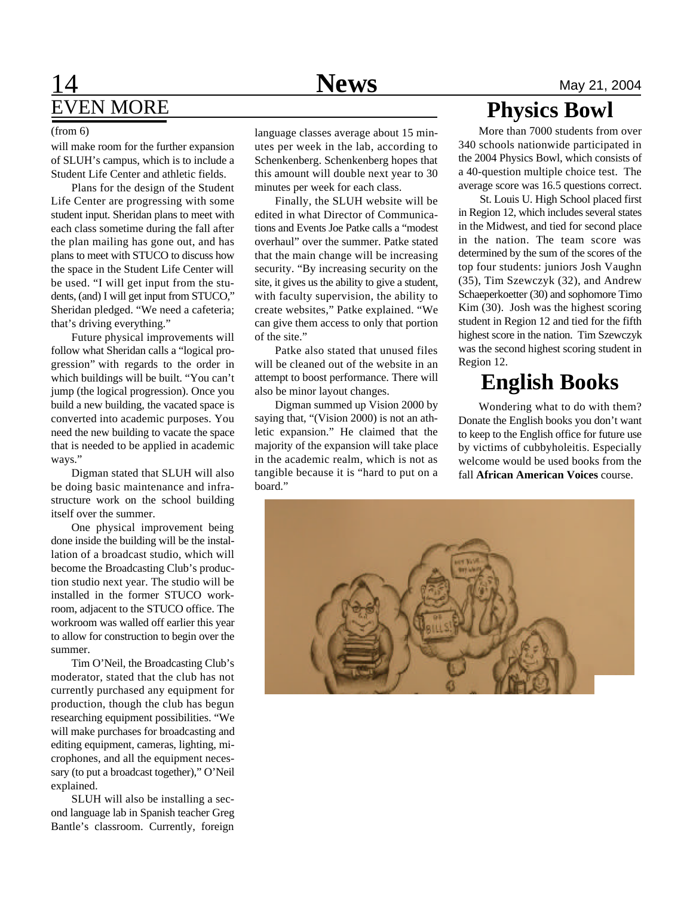# EVEN MORE

(from 6)

will make room for the further expansion of SLUH's campus, which is to include a Student Life Center and athletic fields.

Plans for the design of the Student Life Center are progressing with some student input. Sheridan plans to meet with each class sometime during the fall after the plan mailing has gone out, and has plans to meet with STUCO to discuss how the space in the Student Life Center will be used. "I will get input from the students, (and) I will get input from STUCO," Sheridan pledged. "We need a cafeteria; that's driving everything."

Future physical improvements will follow what Sheridan calls a "logical progression" with regards to the order in which buildings will be built. "You can't jump (the logical progression). Once you build a new building, the vacated space is converted into academic purposes. You need the new building to vacate the space that is needed to be applied in academic ways."

Digman stated that SLUH will also be doing basic maintenance and infrastructure work on the school building itself over the summer.

One physical improvement being done inside the building will be the installation of a broadcast studio, which will become the Broadcasting Club's production studio next year. The studio will be installed in the former STUCO workroom, adjacent to the STUCO office. The workroom was walled off earlier this year to allow for construction to begin over the summer.

Tim O'Neil, the Broadcasting Club's moderator, stated that the club has not currently purchased any equipment for production, though the club has begun researching equipment possibilities. "We will make purchases for broadcasting and editing equipment, cameras, lighting, microphones, and all the equipment necessary (to put a broadcast together)," O'Neil explained.

SLUH will also be installing a second language lab in Spanish teacher Greg Bantle's classroom. Currently, foreign language classes average about 15 minutes per week in the lab, according to Schenkenberg. Schenkenberg hopes that this amount will double next year to 30 minutes per week for each class.

Finally, the SLUH website will be edited in what Director of Communications and Events Joe Patke calls a "modest overhaul" over the summer. Patke stated that the main change will be increasing security. "By increasing security on the site, it gives us the ability to give a student, with faculty supervision, the ability to create websites," Patke explained. "We can give them access to only that portion of the site."

Patke also stated that unused files will be cleaned out of the website in an attempt to boost performance. There will also be minor layout changes.

Digman summed up Vision 2000 by saying that, "(Vision 2000) is not an athletic expansion." He claimed that the majority of the expansion will take place in the academic realm, which is not as tangible because it is "hard to put on a board."

# Physics Bowl

More than 7000 students from over 340 schools nationwide participated in the 2004 Physics Bowl, which consists of a 40-question multiple choice test. The average score was 16.5 questions correct.

St. Louis U. High School placed first in Region 12, which includes several states in the Midwest, and tied for second place in the nation. The team score was determined by the sum of the scores of the top four students: juniors Josh Vaughn (35), Tim Szewczyk (32), and Andrew Schaeperkoetter (30) and sophomore Timo Kim (30). Josh was the highest scoring student in Region 12 and tied for the fifth highest score in the nation. Tim Szewczyk was the second highest scoring student in Region 12.

# English Books

Wondering what to do with them? Donate the English books you don't want to keep to the English office for future use by victims of cubbyholeitis. Especially welcome would be used books from the fall **African American Voices** course.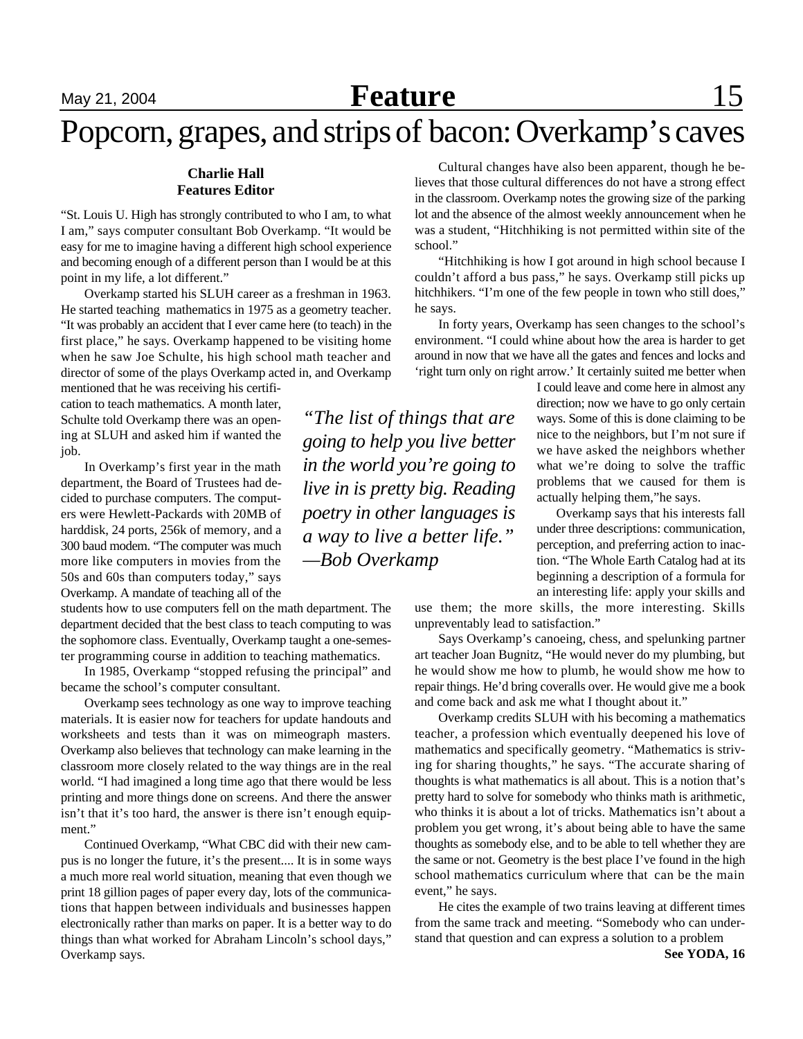# Popcorn, grapes, and strips of bacon: Overkamp's caves

**Charlie Hall**
**Features Editor**

"St. Louis U. High has strongly contributed to who I am, to what I am," says computer consultant Bob Overkamp. "It would be easy for me to imagine having a different high school experience and becoming enough of a different person than I would be at this point in my life, a lot different."

Overkamp started his SLUH career as a freshman in 1963. He started teaching mathematics in 1975 as a geometry teacher. "It was probably an accident that I ever came here (to teach) in the first place," he says. Overkamp happened to be visiting home when he saw Joe Schulte, his high school math teacher and director of some of the plays Overkamp acted in, and Overkamp mentioned that he was receiving his certification to teach mathematics. A month later, Schulte told Overkamp there was an opening at SLUH and asked him if wanted the job.

In Overkamp's first year in the math department, the Board of Trustees had decided to purchase computers. The computers were Hewlett-Packards with 20MB of harddisk, 24 ports, 256k of memory, and a 300 baud modem. "The computer was much more like computers in movies from the 50s and 60s than computers today," says Overkamp. A mandate of teaching all of the students how to use computers fell on the math department. The department decided that the best class to teach computing to was the sophomore class. Eventually, Overkamp taught a one-semester programming course in addition to teaching mathematics.

In 1985, Overkamp "stopped refusing the principal" and became the school's computer consultant.

Overkamp sees technology as one way to improve teaching materials. It is easier now for teachers for update handouts and worksheets and tests than it was on mimeograph masters. Overkamp also believes that technology can make learning in the classroom more closely related to the way things are in the real world. "I had imagined a long time ago that there would be less printing and more things done on screens. And there the answer isn't that it's too hard, the answer is there isn't enough equipment."

Continued Overkamp, "What CBC did with their new campus is no longer the future, it's the present.... It is in some ways a much more real world situation, meaning that even though we print 18 gillion pages of paper every day, lots of the communications that happen between individuals and businesses happen electronically rather than marks on paper. It is a better way to do things than what worked for Abraham Lincoln's school days," Overkamp says.

*"The list of things that are going to help you live better in the world you're going to live in is pretty big. Reading poetry in other languages is a way to live a better life."*
*—Bob Overkamp*

Cultural changes have also been apparent, though he believes that those cultural differences do not have a strong effect in the classroom. Overkamp notes the growing size of the parking lot and the absence of the almost weekly announcement when he was a student, "Hitchhiking is not permitted within site of the school."

"Hitchhiking is how I got around in high school because I couldn't afford a bus pass," he says. Overkamp still picks up hitchhikers. "I'm one of the few people in town who still does," he says.

In forty years, Overkamp has seen changes to the school's environment. "I could whine about how the area is harder to get around in now that we have all the gates and fences and locks and 'right turn only on right arrow.' It certainly suited me better when I could leave and come here in almost any direction; now we have to go only certain ways. Some of this is done claiming to be nice to the neighbors, but I'm not sure if we have asked the neighbors whether what we're doing to solve the traffic problems that we caused for them is actually helping them,"he says.

Overkamp says that his interests fall under three descriptions: communication, perception, and preferring action to inaction. "The Whole Earth Catalog had at its beginning a description of a formula for an interesting life: apply your skills and use them; the more skills, the more interesting. Skills unpreventably lead to satisfaction."

Says Overkamp's canoeing, chess, and spelunking partner art teacher Joan Bugnitz, "He would never do my plumbing, but he would show me how to plumb, he would show me how to repair things. He'd bring coveralls over. He would give me a book and come back and ask me what I thought about it."

Overkamp credits SLUH with his becoming a mathematics teacher, a profession which eventually deepened his love of mathematics and specifically geometry. "Mathematics is striving for sharing thoughts," he says. "The accurate sharing of thoughts is what mathematics is all about. This is a notion that's pretty hard to solve for somebody who thinks math is arithmetic, who thinks it is about a lot of tricks. Mathematics isn't about a problem you get wrong, it's about being able to have the same thoughts as somebody else, and to be able to tell whether they are the same or not. Geometry is the best place I've found in the high school mathematics curriculum where that can be the main event," he says.

He cites the example of two trains leaving at different times from the same track and meeting. "Somebody who can understand that question and can express a solution to a problem

**See YODA, 16**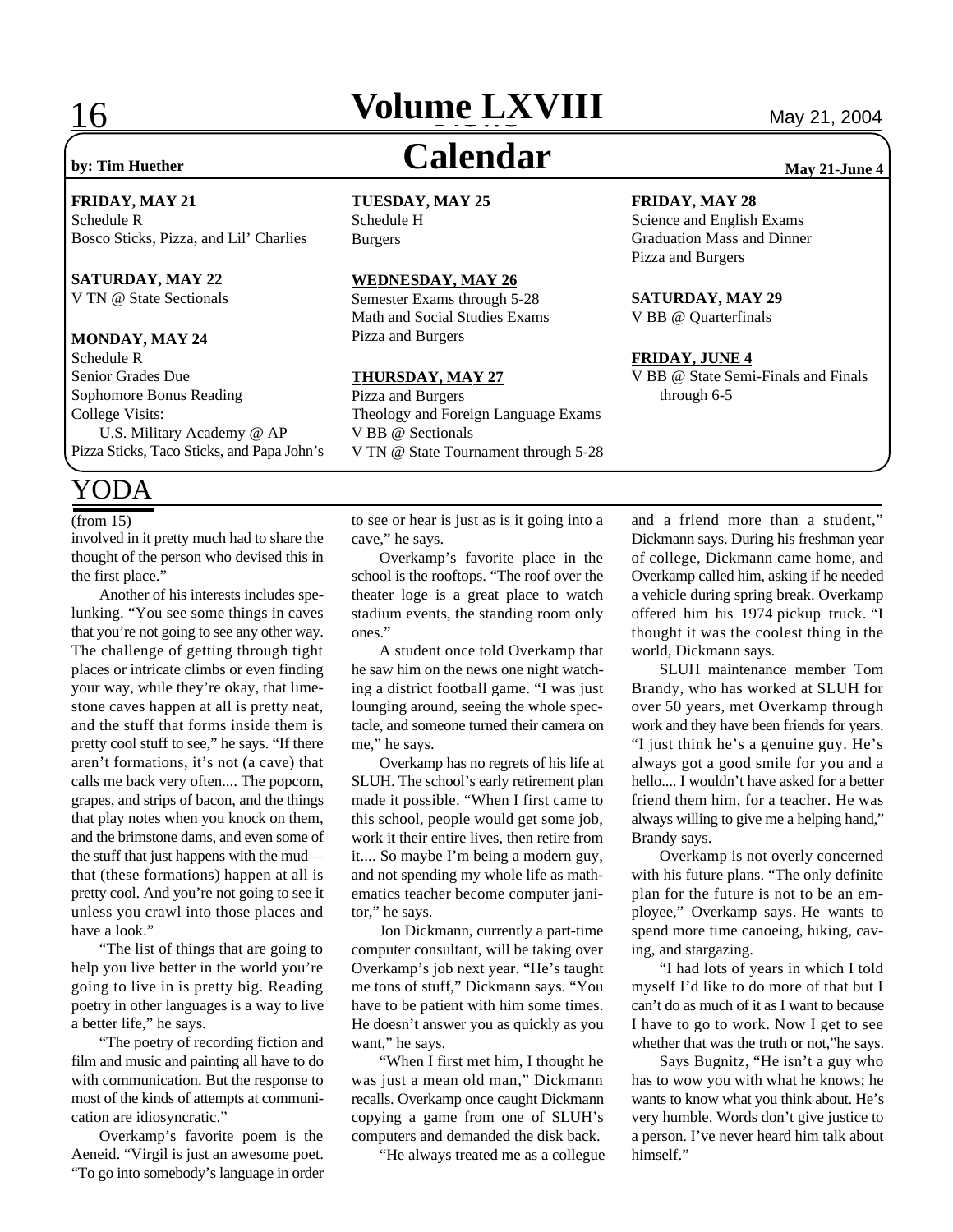# Calendar

by: Tim Huether

May 21-June 4

**FRIDAY, MAY 21**
Schedule R
Bosco Sticks, Pizza, and Lil' Charlies

**SATURDAY, MAY 22**
V TN @ State Sectionals

**MONDAY, MAY 24**
Schedule R
Senior Grades Due
Sophomore Bonus Reading
College Visits:
U.S. Military Academy @ AP
Pizza Sticks, Taco Sticks, and Papa John's

**TUESDAY, MAY 25**
Schedule H
Burgers

**WEDNESDAY, MAY 26**
Semester Exams through 5-28
Math and Social Studies Exams
Pizza and Burgers

**THURSDAY, MAY 27**
Pizza and Burgers
Theology and Foreign Language Exams
V BB @ Sectionals
V TN @ State Tournament through 5-28

**FRIDAY, MAY 28**
Science and English Exams
Graduation Mass and Dinner
Pizza and Burgers

**SATURDAY, MAY 29**
V BB @ Quarterfinals

**FRIDAY, JUNE 4**
V BB @ State Semi-Finals and Finals through 6-5

## YODA

(from 15)

involved in it pretty much had to share the thought of the person who devised this in the first place."

Another of his interests includes spelunking. "You see some things in caves that you're not going to see any other way. The challenge of getting through tight places or intricate climbs or even finding your way, while they're okay, that limestone caves happen at all is pretty neat, and the stuff that forms inside them is pretty cool stuff to see," he says. "If there aren't formations, it's not (a cave) that calls me back very often.... The popcorn, grapes, and strips of bacon, and the things that play notes when you knock on them, and the brimstone dams, and even some of the stuff that just happens with the mud—that (these formations) happen at all is pretty cool. And you're not going to see it unless you crawl into those places and have a look."

"The list of things that are going to help you live better in the world you're going to live in is pretty big. Reading poetry in other languages is a way to live a better life," he says.

"The poetry of recording fiction and film and music and painting all have to do with communication. But the response to most of the kinds of attempts at communication are idiosyncratic."

Overkamp's favorite poem is the Aeneid. "Virgil is just an awesome poet. "To go into somebody's language in order to see or hear is just as is it going into a cave," he says.

Overkamp's favorite place in the school is the rooftops. "The roof over the theater loge is a great place to watch stadium events, the standing room only ones."

A student once told Overkamp that he saw him on the news one night watching a district football game. "I was just lounging around, seeing the whole spectacle, and someone turned their camera on me," he says.

Overkamp has no regrets of his life at SLUH. The school's early retirement plan made it possible. "When I first came to this school, people would get some job, work it their entire lives, then retire from it.... So maybe I'm being a modern guy, and not spending my whole life as mathematics teacher become computer janitor," he says.

Jon Dickmann, currently a part-time computer consultant, will be taking over Overkamp's job next year. "He's taught me tons of stuff," Dickmann says. "You have to be patient with him some times. He doesn't answer you as quickly as you want," he says.

"When I first met him, I thought he was just a mean old man," Dickmann recalls. Overkamp once caught Dickmann copying a game from one of SLUH's computers and demanded the disk back.

"He always treated me as a collegue and a friend more than a student," Dickmann says. During his freshman year of college, Dickmann came home, and Overkamp called him, asking if he needed a vehicle during spring break. Overkamp offered him his 1974 pickup truck. "I thought it was the coolest thing in the world, Dickmann says.

SLUH maintenance member Tom Brandy, who has worked at SLUH for over 50 years, met Overkamp through work and they have been friends for years. "I just think he's a genuine guy. He's always got a good smile for you and a hello.... I wouldn't have asked for a better friend them him, for a teacher. He was always willing to give me a helping hand," Brandy says.

Overkamp is not overly concerned with his future plans. "The only definite plan for the future is not to be an employee," Overkamp says. He wants to spend more time canoeing, hiking, caving, and stargazing.

"I had lots of years in which I told myself I'd like to do more of that but I can't do as much of it as I want to because I have to go to work. Now I get to see whether that was the truth or not,"he says.

Says Bugnitz, "He isn't a guy who has to wow you with what he knows; he wants to know what you think about. He's very humble. Words don't give justice to a person. I've never heard him talk about himself."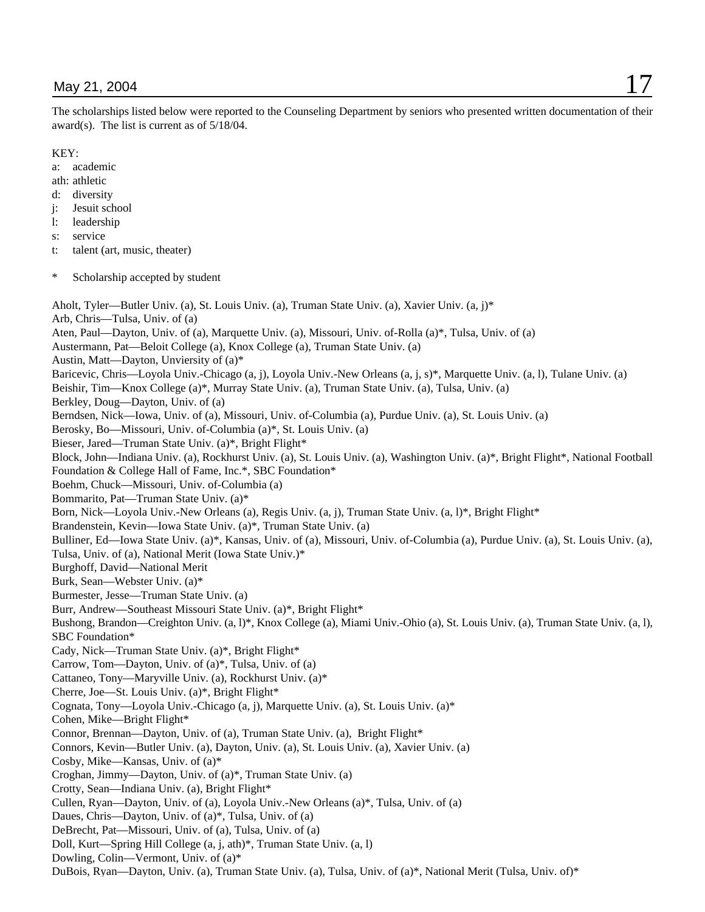The scholarships listed below were reported to the Counseling Department by seniors who presented written documentation of their award(s). The list is current as of 5/18/04.

KEY:
a: academic
ath: athletic
d: diversity
j: Jesuit school
l: leadership
s: service
t: talent (art, music, theater)

* Scholarship accepted by student

Aholt, Tyler—Butler Univ. (a), St. Louis Univ. (a), Truman State Univ. (a), Xavier Univ. (a, j)*
Arb, Chris—Tulsa, Univ. of (a)
Aten, Paul—Dayton, Univ. of (a), Marquette Univ. (a), Missouri, Univ. of-Rolla (a)*, Tulsa, Univ. of (a)
Austermann, Pat—Beloit College (a), Knox College (a), Truman State Univ. (a)
Austin, Matt—Dayton, Unviersity of (a)*
Baricevic, Chris—Loyola Univ.-Chicago (a, j), Loyola Univ.-New Orleans (a, j, s)*, Marquette Univ. (a, l), Tulane Univ. (a)
Beishir, Tim—Knox College (a)*, Murray State Univ. (a), Truman State Univ. (a), Tulsa, Univ. (a)
Berkley, Doug—Dayton, Univ. of (a)
Berndsen, Nick—Iowa, Univ. of (a), Missouri, Univ. of-Columbia (a), Purdue Univ. (a), St. Louis Univ. (a)
Berosky, Bo—Missouri, Univ. of-Columbia (a)*, St. Louis Univ. (a)
Bieser, Jared—Truman State Univ. (a)*, Bright Flight*
Block, John—Indiana Univ. (a), Rockhurst Univ. (a), St. Louis Univ. (a), Washington Univ. (a)*, Bright Flight*, National Football Foundation & College Hall of Fame, Inc.*, SBC Foundation*
Boehm, Chuck—Missouri, Univ. of-Columbia (a)
Bommarito, Pat—Truman State Univ. (a)*
Born, Nick—Loyola Univ.-New Orleans (a), Regis Univ. (a, j), Truman State Univ. (a, l)*, Bright Flight*
Brandenstein, Kevin—Iowa State Univ. (a)*, Truman State Univ. (a)
Bulliner, Ed—Iowa State Univ. (a)*, Kansas, Univ. of (a), Missouri, Univ. of-Columbia (a), Purdue Univ. (a), St. Louis Univ. (a), Tulsa, Univ. of (a), National Merit (Iowa State Univ.)*
Burghoff, David—National Merit
Burk, Sean—Webster Univ. (a)*
Burmester, Jesse—Truman State Univ. (a)
Burr, Andrew—Southeast Missouri State Univ. (a)*, Bright Flight*
Bushong, Brandon—Creighton Univ. (a, l)*, Knox College (a), Miami Univ.-Ohio (a), St. Louis Univ. (a), Truman State Univ. (a, l), SBC Foundation*
Cady, Nick—Truman State Univ. (a)*, Bright Flight*
Carrow, Tom—Dayton, Univ. of (a)*, Tulsa, Univ. of (a)
Cattaneo, Tony—Maryville Univ. (a), Rockhurst Univ. (a)*
Cherre, Joe—St. Louis Univ. (a)*, Bright Flight*
Cognata, Tony—Loyola Univ.-Chicago (a, j), Marquette Univ. (a), St. Louis Univ. (a)*
Cohen, Mike—Bright Flight*
Connor, Brennan—Dayton, Univ. of (a), Truman State Univ. (a), Bright Flight*
Connors, Kevin—Butler Univ. (a), Dayton, Univ. (a), St. Louis Univ. (a), Xavier Univ. (a)
Cosby, Mike—Kansas, Univ. of (a)*
Croghan, Jimmy—Dayton, Univ. of (a)*, Truman State Univ. (a)
Crotty, Sean—Indiana Univ. (a), Bright Flight*
Cullen, Ryan—Dayton, Univ. of (a), Loyola Univ.-New Orleans (a)*, Tulsa, Univ. of (a)
Daues, Chris—Dayton, Univ. of (a)*, Tulsa, Univ. of (a)
DeBrecht, Pat—Missouri, Univ. of (a), Tulsa, Univ. of (a)
Doll, Kurt—Spring Hill College (a, j, ath)*, Truman State Univ. (a, l)
Dowling, Colin—Vermont, Univ. of (a)*
DuBois, Ryan—Dayton, Univ. (a), Truman State Univ. (a), Tulsa, Univ. of (a)*, National Merit (Tulsa, Univ. of)*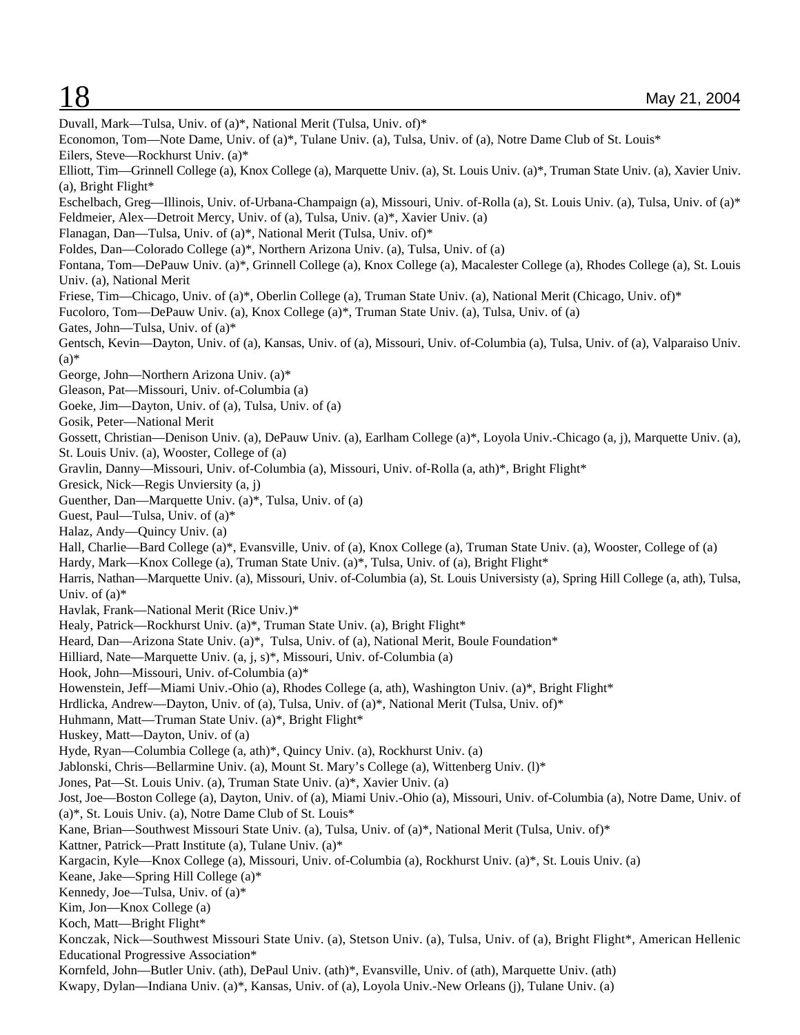Duvall, Mark—Tulsa, Univ. of (a)*, National Merit (Tulsa, Univ. of)*

Economon, Tom—Note Dame, Univ. of (a)*, Tulane Univ. (a), Tulsa, Univ. of (a), Notre Dame Club of St. Louis*

Eilers, Steve—Rockhurst Univ. (a)*

Elliott, Tim—Grinnell College (a), Knox College (a), Marquette Univ. (a), St. Louis Univ. (a)*, Truman State Univ. (a), Xavier Univ. (a), Bright Flight*

Eschelbach, Greg—Illinois, Univ. of-Urbana-Champaign (a), Missouri, Univ. of-Rolla (a), St. Louis Univ. (a), Tulsa, Univ. of (a)*

Feldmeier, Alex—Detroit Mercy, Univ. of (a), Tulsa, Univ. (a)*, Xavier Univ. (a)

Flanagan, Dan—Tulsa, Univ. of (a)*, National Merit (Tulsa, Univ. of)*

Foldes, Dan—Colorado College (a)*, Northern Arizona Univ. (a), Tulsa, Univ. of (a)

Fontana, Tom—DePauw Univ. (a)*, Grinnell College (a), Knox College (a), Macalester College (a), Rhodes College (a), St. Louis Univ. (a), National Merit

Friese, Tim—Chicago, Univ. of (a)*, Oberlin College (a), Truman State Univ. (a), National Merit (Chicago, Univ. of)*

Fucoloro, Tom—DePauw Univ. (a), Knox College (a)*, Truman State Univ. (a), Tulsa, Univ. of (a)

Gates, John—Tulsa, Univ. of (a)*

Gentsch, Kevin—Dayton, Univ. of (a), Kansas, Univ. of (a), Missouri, Univ. of-Columbia (a), Tulsa, Univ. of (a), Valparaiso Univ. (a)*

George, John—Northern Arizona Univ. (a)*

Gleason, Pat—Missouri, Univ. of-Columbia (a)

Goeke, Jim—Dayton, Univ. of (a), Tulsa, Univ. of (a)

Gosik, Peter—National Merit

Gossett, Christian—Denison Univ. (a), DePauw Univ. (a), Earlham College (a)*, Loyola Univ.-Chicago (a, j), Marquette Univ. (a), St. Louis Univ. (a), Wooster, College of (a)

Gravlin, Danny—Missouri, Univ. of-Columbia (a), Missouri, Univ. of-Rolla (a, ath)*, Bright Flight*

Gresick, Nick—Regis Unviersity (a, j)

Guenther, Dan—Marquette Univ. (a)*, Tulsa, Univ. of (a)

Guest, Paul—Tulsa, Univ. of (a)*

Halaz, Andy—Quincy Univ. (a)

Hall, Charlie—Bard College (a)*, Evansville, Univ. of (a), Knox College (a), Truman State Univ. (a), Wooster, College of (a)

Hardy, Mark—Knox College (a), Truman State Univ. (a)*, Tulsa, Univ. of (a), Bright Flight*

Harris, Nathan—Marquette Univ. (a), Missouri, Univ. of-Columbia (a), St. Louis Universisty (a), Spring Hill College (a, ath), Tulsa, Univ. of (a)*

Havlak, Frank—National Merit (Rice Univ.)*

Healy, Patrick—Rockhurst Univ. (a)*, Truman State Univ. (a), Bright Flight*

Heard, Dan—Arizona State Univ. (a)*, Tulsa, Univ. of (a), National Merit, Boule Foundation*

Hilliard, Nate—Marquette Univ. (a, j, s)*, Missouri, Univ. of-Columbia (a)

Hook, John—Missouri, Univ. of-Columbia (a)*

Howenstein, Jeff—Miami Univ.-Ohio (a), Rhodes College (a, ath), Washington Univ. (a)*, Bright Flight*

Hrdlicka, Andrew—Dayton, Univ. of (a), Tulsa, Univ. of (a)*, National Merit (Tulsa, Univ. of)*

Huhmann, Matt—Truman State Univ. (a)*, Bright Flight*

Huskey, Matt—Dayton, Univ. of (a)

Hyde, Ryan—Columbia College (a, ath)*, Quincy Univ. (a), Rockhurst Univ. (a)

Jablonski, Chris—Bellarmine Univ. (a), Mount St. Mary's College (a), Wittenberg Univ. (l)*

Jones, Pat—St. Louis Univ. (a), Truman State Univ. (a)*, Xavier Univ. (a)

Jost, Joe—Boston College (a), Dayton, Univ. of (a), Miami Univ.-Ohio (a), Missouri, Univ. of-Columbia (a), Notre Dame, Univ. of (a)*, St. Louis Univ. (a), Notre Dame Club of St. Louis*

Kane, Brian—Southwest Missouri State Univ. (a), Tulsa, Univ. of (a)*, National Merit (Tulsa, Univ. of)*

Kattner, Patrick—Pratt Institute (a), Tulane Univ. (a)*

Kargacin, Kyle—Knox College (a), Missouri, Univ. of-Columbia (a), Rockhurst Univ. (a)*, St. Louis Univ. (a)

Keane, Jake—Spring Hill College (a)*

Kennedy, Joe—Tulsa, Univ. of (a)*

Kim, Jon—Knox College (a)

Koch, Matt—Bright Flight*

Konczak, Nick—Southwest Missouri State Univ. (a), Stetson Univ. (a), Tulsa, Univ. of (a), Bright Flight*, American Hellenic Educational Progressive Association*

Kornfeld, John—Butler Univ. (ath), DePaul Univ. (ath)*, Evansville, Univ. of (ath), Marquette Univ. (ath)

Kwapy, Dylan—Indiana Univ. (a)*, Kansas, Univ. of (a), Loyola Univ.-New Orleans (j), Tulane Univ. (a)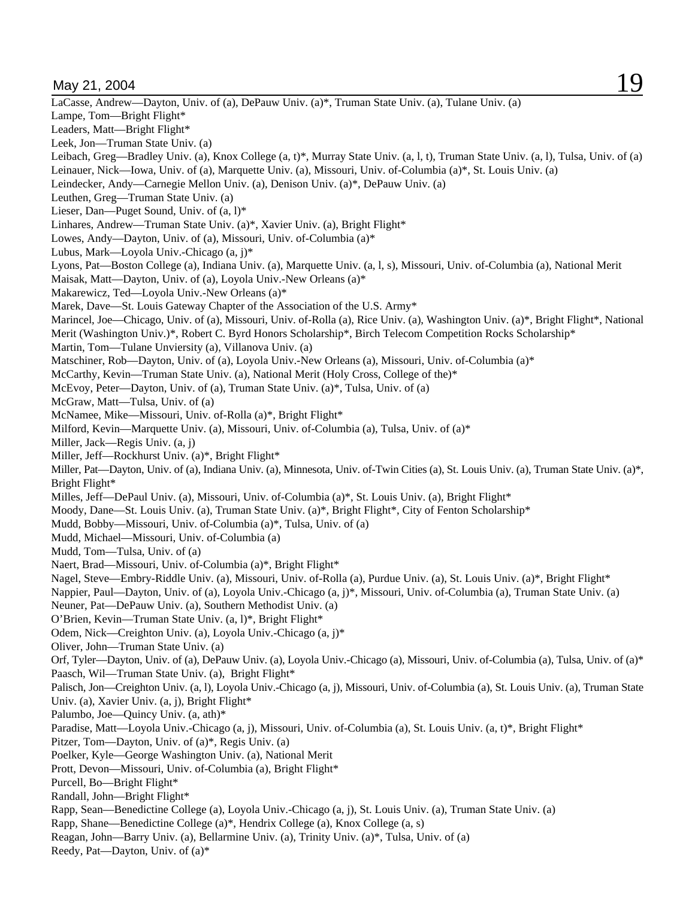LaCasse, Andrew—Dayton, Univ. of (a), DePauw Univ. (a)*, Truman State Univ. (a), Tulane Univ. (a)
Lampe, Tom—Bright Flight*
Leaders, Matt—Bright Flight*
Leek, Jon—Truman State Univ. (a)
Leibach, Greg—Bradley Univ. (a), Knox College (a, t)*, Murray State Univ. (a, l, t), Truman State Univ. (a, l), Tulsa, Univ. of (a)
Leinauer, Nick—Iowa, Univ. of (a), Marquette Univ. (a), Missouri, Univ. of-Columbia (a)*, St. Louis Univ. (a)
Leindecker, Andy—Carnegie Mellon Univ. (a), Denison Univ. (a)*, DePauw Univ. (a)
Leuthen, Greg—Truman State Univ. (a)
Lieser, Dan—Puget Sound, Univ. of (a, l)*
Linhares, Andrew—Truman State Univ. (a)*, Xavier Univ. (a), Bright Flight*
Lowes, Andy—Dayton, Univ. of (a), Missouri, Univ. of-Columbia (a)*
Lubus, Mark—Loyola Univ.-Chicago (a, j)*
Lyons, Pat—Boston College (a), Indiana Univ. (a), Marquette Univ. (a, l, s), Missouri, Univ. of-Columbia (a), National Merit
Maisak, Matt—Dayton, Univ. of (a), Loyola Univ.-New Orleans (a)*
Makarewicz, Ted—Loyola Univ.-New Orleans (a)*
Marek, Dave—St. Louis Gateway Chapter of the Association of the U.S. Army*
Marincel, Joe—Chicago, Univ. of (a), Missouri, Univ. of-Rolla (a), Rice Univ. (a), Washington Univ. (a)*, Bright Flight*, National Merit (Washington Univ.)*, Robert C. Byrd Honors Scholarship*, Birch Telecom Competition Rocks Scholarship*
Martin, Tom—Tulane Unviersity (a), Villanova Univ. (a)
Matschiner, Rob—Dayton, Univ. of (a), Loyola Univ.-New Orleans (a), Missouri, Univ. of-Columbia (a)*
McCarthy, Kevin—Truman State Univ. (a), National Merit (Holy Cross, College of the)*
McEvoy, Peter—Dayton, Univ. of (a), Truman State Univ. (a)*, Tulsa, Univ. of (a)
McGraw, Matt—Tulsa, Univ. of (a)
McNamee, Mike—Missouri, Univ. of-Rolla (a)*, Bright Flight*
Milford, Kevin—Marquette Univ. (a), Missouri, Univ. of-Columbia (a), Tulsa, Univ. of (a)*
Miller, Jack—Regis Univ. (a, j)
Miller, Jeff—Rockhurst Univ. (a)*, Bright Flight*
Miller, Pat—Dayton, Univ. of (a), Indiana Univ. (a), Minnesota, Univ. of-Twin Cities (a), St. Louis Univ. (a), Truman State Univ. (a)*, Bright Flight*
Milles, Jeff—DePaul Univ. (a), Missouri, Univ. of-Columbia (a)*, St. Louis Univ. (a), Bright Flight*
Moody, Dane—St. Louis Univ. (a), Truman State Univ. (a)*, Bright Flight*, City of Fenton Scholarship*
Mudd, Bobby—Missouri, Univ. of-Columbia (a)*, Tulsa, Univ. of (a)
Mudd, Michael—Missouri, Univ. of-Columbia (a)
Mudd, Tom—Tulsa, Univ. of (a)
Naert, Brad—Missouri, Univ. of-Columbia (a)*, Bright Flight*
Nagel, Steve—Embry-Riddle Univ. (a), Missouri, Univ. of-Rolla (a), Purdue Univ. (a), St. Louis Univ. (a)*, Bright Flight*
Nappier, Paul—Dayton, Univ. of (a), Loyola Univ.-Chicago (a, j)*, Missouri, Univ. of-Columbia (a), Truman State Univ. (a)
Neuner, Pat—DePauw Univ. (a), Southern Methodist Univ. (a)
O'Brien, Kevin—Truman State Univ. (a, l)*, Bright Flight*
Odem, Nick—Creighton Univ. (a), Loyola Univ.-Chicago (a, j)*
Oliver, John—Truman State Univ. (a)
Orf, Tyler—Dayton, Univ. of (a), DePauw Univ. (a), Loyola Univ.-Chicago (a), Missouri, Univ. of-Columbia (a), Tulsa, Univ. of (a)*
Paasch, Wil—Truman State Univ. (a), Bright Flight*
Palisch, Jon—Creighton Univ. (a, l), Loyola Univ.-Chicago (a, j), Missouri, Univ. of-Columbia (a), St. Louis Univ. (a), Truman State Univ. (a), Xavier Univ. (a, j), Bright Flight*
Palumbo, Joe—Quincy Univ. (a, ath)*
Paradise, Matt—Loyola Univ.-Chicago (a, j), Missouri, Univ. of-Columbia (a), St. Louis Univ. (a, t)*, Bright Flight*
Pitzer, Tom—Dayton, Univ. of (a)*, Regis Univ. (a)
Poelker, Kyle—George Washington Univ. (a), National Merit
Prott, Devon—Missouri, Univ. of-Columbia (a), Bright Flight*
Purcell, Bo—Bright Flight*
Randall, John—Bright Flight*
Rapp, Sean—Benedictine College (a), Loyola Univ.-Chicago (a, j), St. Louis Univ. (a), Truman State Univ. (a)
Rapp, Shane—Benedictine College (a)*, Hendrix College (a), Knox College (a, s)
Reagan, John—Barry Univ. (a), Bellarmine Univ. (a), Trinity Univ. (a)*, Tulsa, Univ. of (a)
Reedy, Pat—Dayton, Univ. of (a)*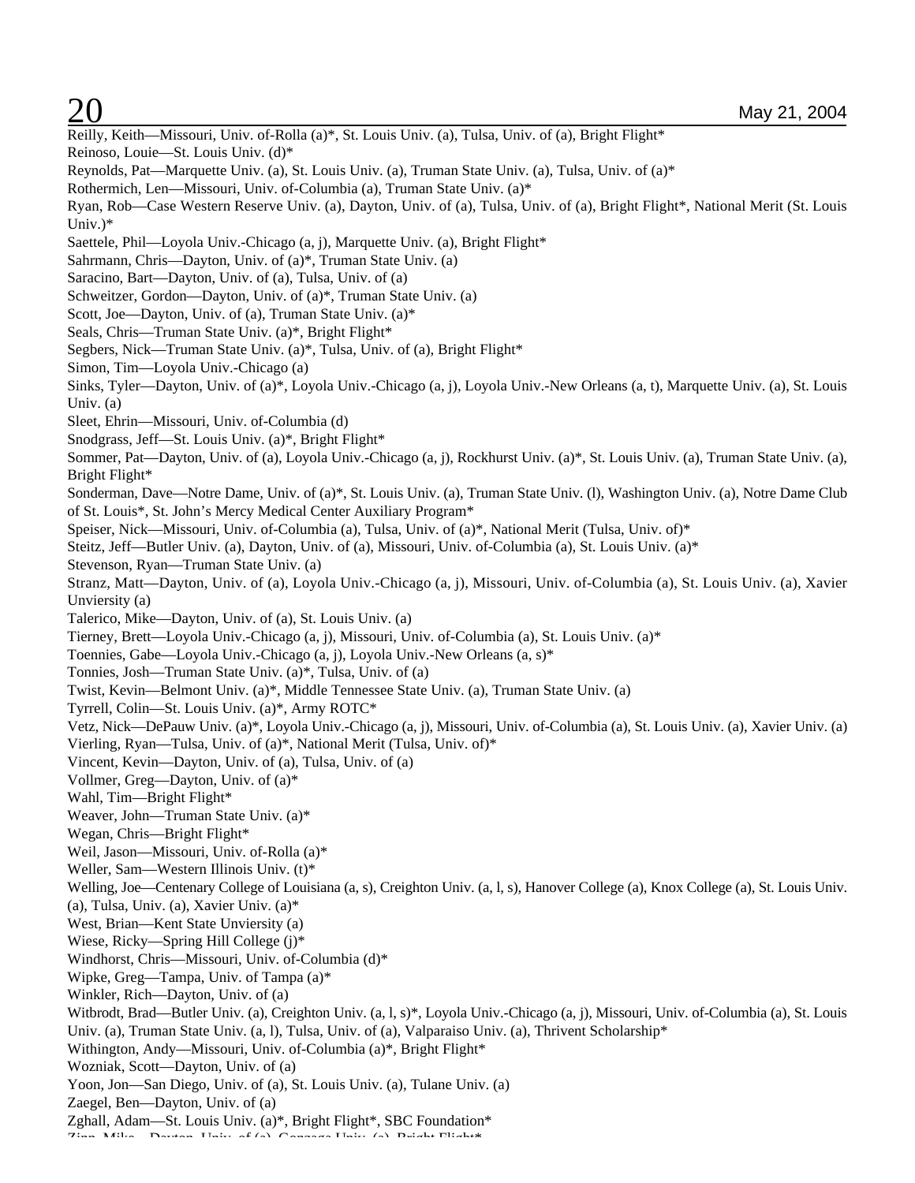Reilly, Keith—Missouri, Univ. of-Rolla (a)*, St. Louis Univ. (a), Tulsa, Univ. of (a), Bright Flight*

Reinoso, Louie—St. Louis Univ. (d)*

Reynolds, Pat—Marquette Univ. (a), St. Louis Univ. (a), Truman State Univ. (a), Tulsa, Univ. of (a)*

Rothermich, Len—Missouri, Univ. of-Columbia (a), Truman State Univ. (a)*

Ryan, Rob—Case Western Reserve Univ. (a), Dayton, Univ. of (a), Tulsa, Univ. of (a), Bright Flight*, National Merit (St. Louis Univ.)*

Saettele, Phil—Loyola Univ.-Chicago (a, j), Marquette Univ. (a), Bright Flight*

Sahrmann, Chris—Dayton, Univ. of (a)*, Truman State Univ. (a)

Saracino, Bart—Dayton, Univ. of (a), Tulsa, Univ. of (a)

Schweitzer, Gordon—Dayton, Univ. of (a)*, Truman State Univ. (a)

Scott, Joe—Dayton, Univ. of (a), Truman State Univ. (a)*

Seals, Chris—Truman State Univ. (a)*, Bright Flight*

Segbers, Nick—Truman State Univ. (a)*, Tulsa, Univ. of (a), Bright Flight*

Simon, Tim—Loyola Univ.-Chicago (a)

Sinks, Tyler—Dayton, Univ. of (a)*, Loyola Univ.-Chicago (a, j), Loyola Univ.-New Orleans (a, t), Marquette Univ. (a), St. Louis Univ. (a)

Sleet, Ehrin—Missouri, Univ. of-Columbia (d)

Snodgrass, Jeff—St. Louis Univ. (a)*, Bright Flight*

Sommer, Pat—Dayton, Univ. of (a), Loyola Univ.-Chicago (a, j), Rockhurst Univ. (a)*, St. Louis Univ. (a), Truman State Univ. (a), Bright Flight*

Sonderman, Dave—Notre Dame, Univ. of (a)*, St. Louis Univ. (a), Truman State Univ. (l), Washington Univ. (a), Notre Dame Club of St. Louis*, St. John's Mercy Medical Center Auxiliary Program*

Speiser, Nick—Missouri, Univ. of-Columbia (a), Tulsa, Univ. of (a)*, National Merit (Tulsa, Univ. of)*

Steitz, Jeff—Butler Univ. (a), Dayton, Univ. of (a), Missouri, Univ. of-Columbia (a), St. Louis Univ. (a)*

Stevenson, Ryan—Truman State Univ. (a)

Stranz, Matt—Dayton, Univ. of (a), Loyola Univ.-Chicago (a, j), Missouri, Univ. of-Columbia (a), St. Louis Univ. (a), Xavier Unviersity (a)

Talerico, Mike—Dayton, Univ. of (a), St. Louis Univ. (a)

Tierney, Brett—Loyola Univ.-Chicago (a, j), Missouri, Univ. of-Columbia (a), St. Louis Univ. (a)*

Toennies, Gabe—Loyola Univ.-Chicago (a, j), Loyola Univ.-New Orleans (a, s)*

Tonnies, Josh—Truman State Univ. (a)*, Tulsa, Univ. of (a)

Twist, Kevin—Belmont Univ. (a)*, Middle Tennessee State Univ. (a), Truman State Univ. (a)

Tyrrell, Colin—St. Louis Univ. (a)*, Army ROTC*

Vetz, Nick—DePauw Univ. (a)*, Loyola Univ.-Chicago (a, j), Missouri, Univ. of-Columbia (a), St. Louis Univ. (a), Xavier Univ. (a)

Vierling, Ryan—Tulsa, Univ. of (a)*, National Merit (Tulsa, Univ. of)*

Vincent, Kevin—Dayton, Univ. of (a), Tulsa, Univ. of (a)

Vollmer, Greg—Dayton, Univ. of (a)*

Wahl, Tim—Bright Flight*

Weaver, John—Truman State Univ. (a)*

Wegan, Chris—Bright Flight*

Weil, Jason—Missouri, Univ. of-Rolla (a)*

Weller, Sam—Western Illinois Univ. (t)*

Welling, Joe—Centenary College of Louisiana (a, s), Creighton Univ. (a, l, s), Hanover College (a), Knox College (a), St. Louis Univ. (a), Tulsa, Univ. (a), Xavier Univ. (a)*

West, Brian—Kent State Unviersity (a)

Wiese, Ricky—Spring Hill College (j)*

Windhorst, Chris—Missouri, Univ. of-Columbia (d)*

Wipke, Greg—Tampa, Univ. of Tampa (a)*

Winkler, Rich—Dayton, Univ. of (a)

Witbrodt, Brad—Butler Univ. (a), Creighton Univ. (a, l, s)*, Loyola Univ.-Chicago (a, j), Missouri, Univ. of-Columbia (a), St. Louis Univ. (a), Truman State Univ. (a, l), Tulsa, Univ. of (a), Valparaiso Univ. (a), Thrivent Scholarship*

Withington, Andy—Missouri, Univ. of-Columbia (a)*, Bright Flight*

Wozniak, Scott—Dayton, Univ. of (a)

Yoon, Jon—San Diego, Univ. of (a), St. Louis Univ. (a), Tulane Univ. (a)

Zaegel, Ben—Dayton, Univ. of (a)

Zghall, Adam—St. Louis Univ. (a)*, Bright Flight*, SBC Foundation*

Zinn, Mike—Dayton, Univ. of (a), Gonzaga Univ. (a), Bright Flight*